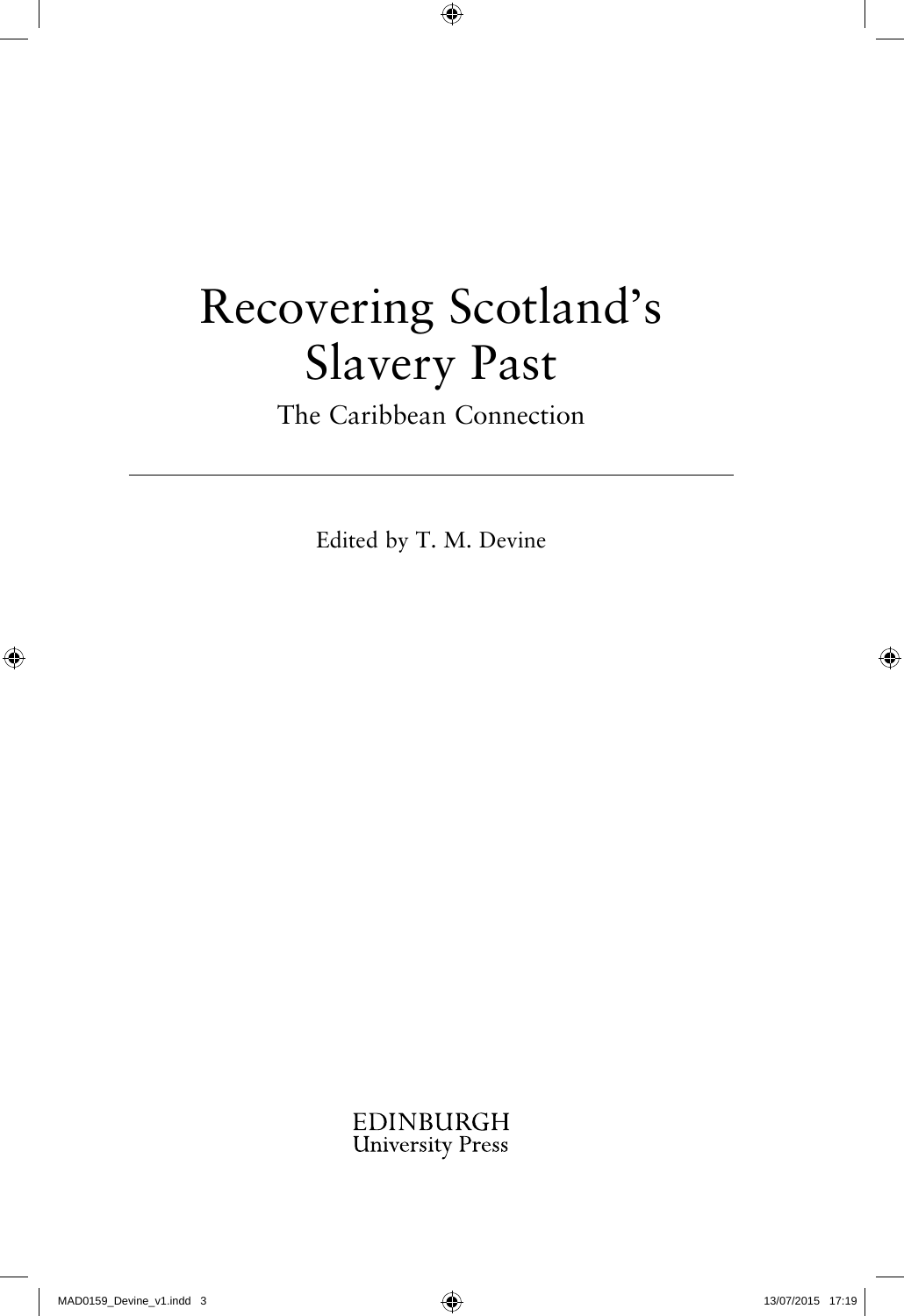# Recovering Scotland's Slavery Past

## The Caribbean Connection

Edited by T. M. Devine

EDINBURGH
University Press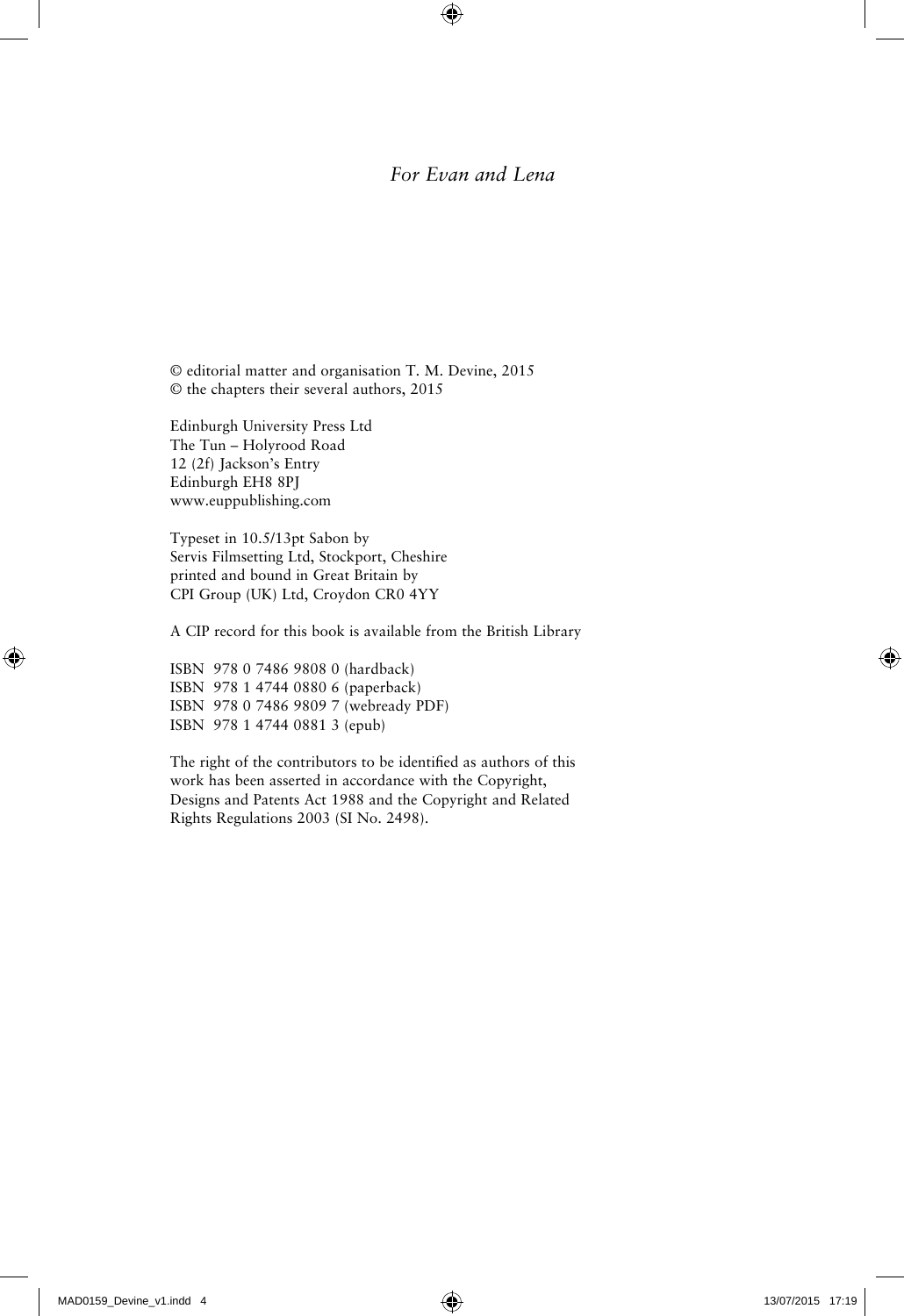*For Evan and Lena*

© editorial matter and organisation T. M. Devine, 2015
© the chapters their several authors, 2015

Edinburgh University Press Ltd
The Tun – Holyrood Road
12 (2f) Jackson's Entry
Edinburgh EH8 8PJ
www.euppublishing.com

Typeset in 10.5/13pt Sabon by
Servis Filmsetting Ltd, Stockport, Cheshire
printed and bound in Great Britain by
CPI Group (UK) Ltd, Croydon CR0 4YY

A CIP record for this book is available from the British Library

ISBN 978 0 7486 9808 0 (hardback)
ISBN 978 1 4744 0880 6 (paperback)
ISBN 978 0 7486 9809 7 (webready PDF)
ISBN 978 1 4744 0881 3 (epub)

The right of the contributors to be identified as authors of this work has been asserted in accordance with the Copyright, Designs and Patents Act 1988 and the Copyright and Related Rights Regulations 2003 (SI No. 2498).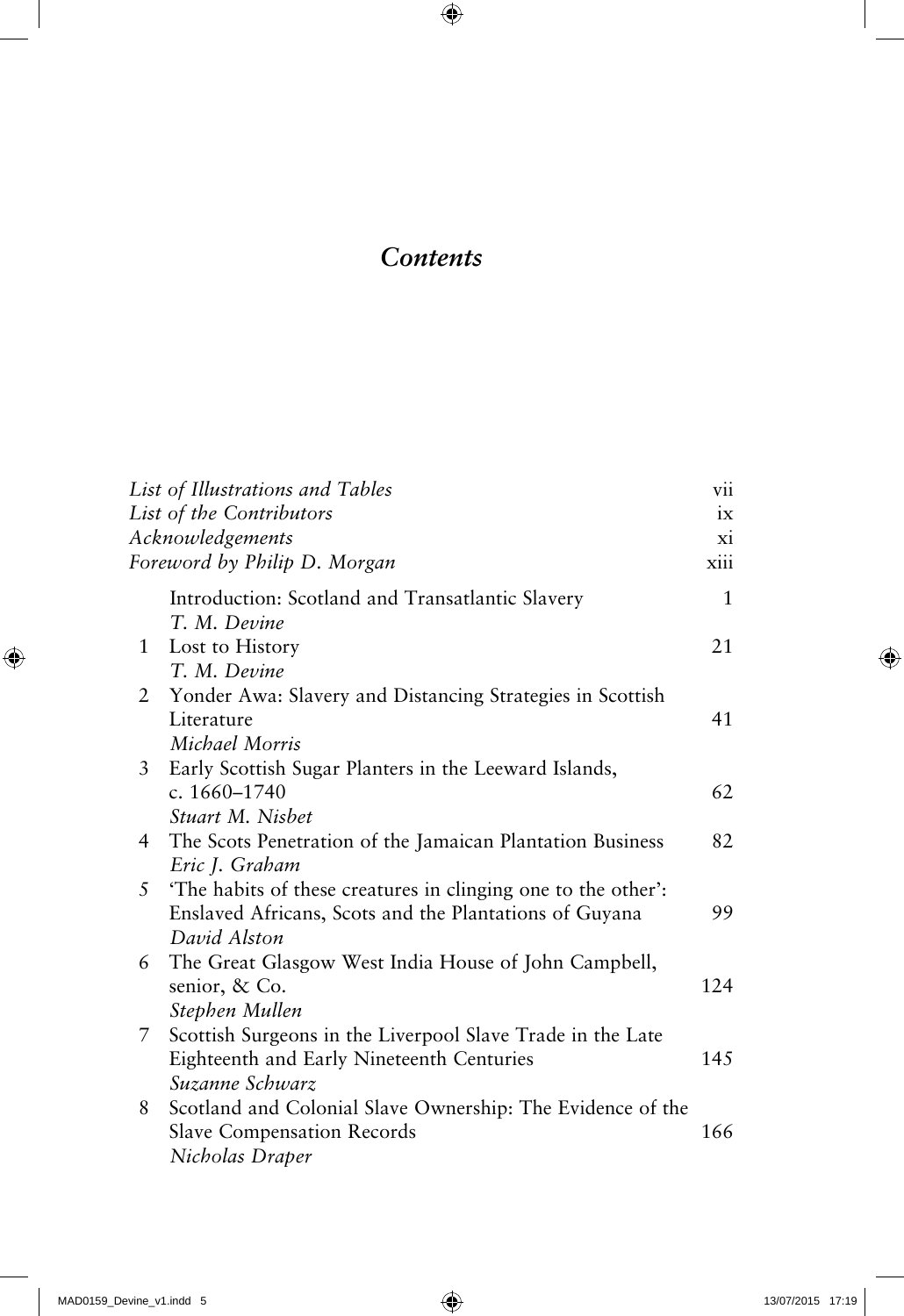# *Contents*

| | | |
|---|---|---|
| | *List of Illustrations and Tables* | vii |
| | *List of the Contributors* | ix |
| | *Acknowledgements* | xi |
| | *Foreword by Philip D. Morgan* | xiii |
| | Introduction: Scotland and Transatlantic Slavery<br>*T. M. Devine* | 1 |
| 1 | Lost to History<br>*T. M. Devine* | 21 |
| 2 | Yonder Awa: Slavery and Distancing Strategies in Scottish Literature<br>*Michael Morris* | 41 |
| 3 | Early Scottish Sugar Planters in the Leeward Islands, c. 1660–1740<br>*Stuart M. Nisbet* | 62 |
| 4 | The Scots Penetration of the Jamaican Plantation Business<br>*Eric J. Graham* | 82 |
| 5 | 'The habits of these creatures in clinging one to the other': Enslaved Africans, Scots and the Plantations of Guyana<br>*David Alston* | 99 |
| 6 | The Great Glasgow West India House of John Campbell, senior, & Co.<br>*Stephen Mullen* | 124 |
| 7 | Scottish Surgeons in the Liverpool Slave Trade in the Late Eighteenth and Early Nineteenth Centuries<br>*Suzanne Schwarz* | 145 |
| 8 | Scotland and Colonial Slave Ownership: The Evidence of the Slave Compensation Records<br>*Nicholas Draper* | 166 |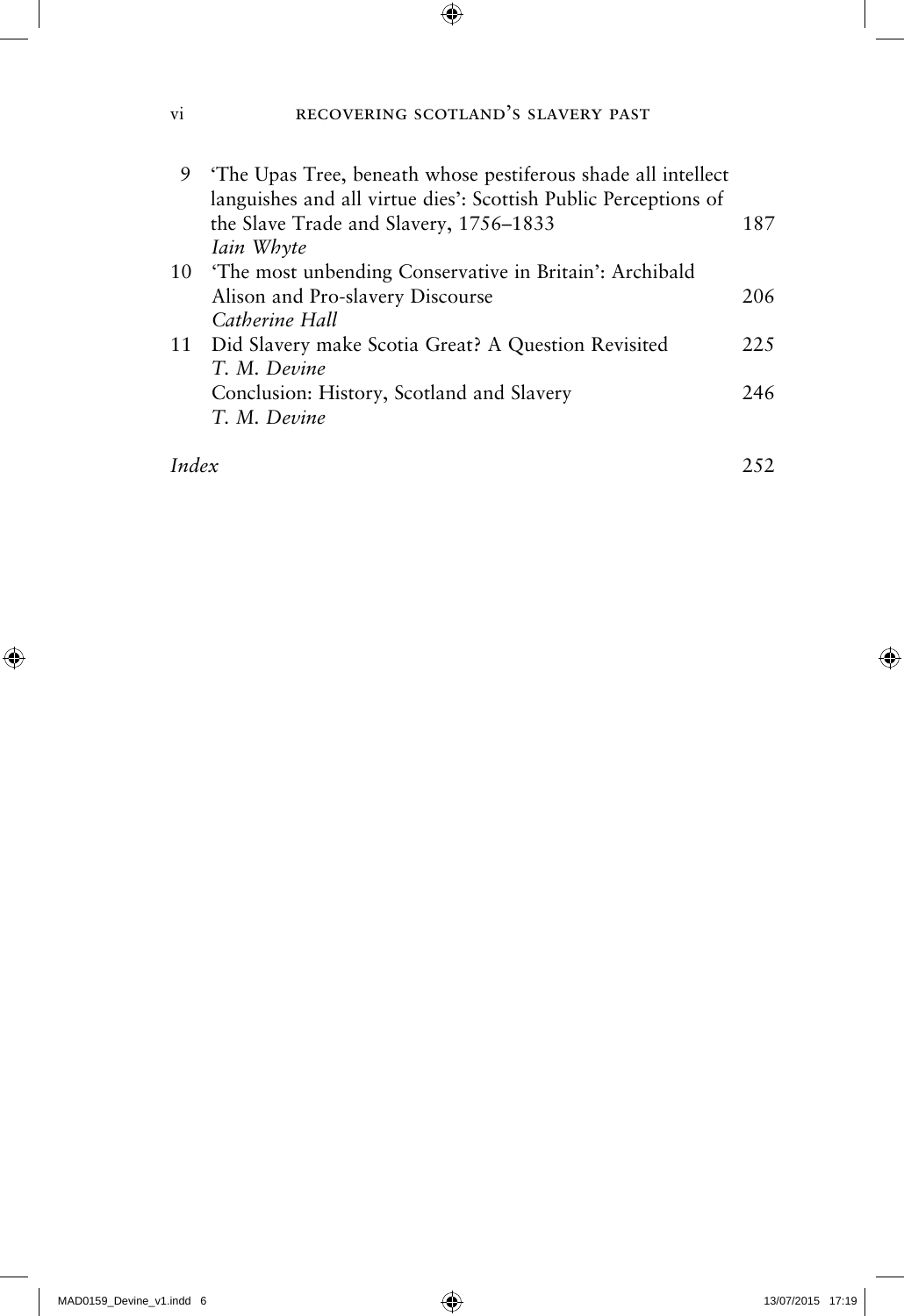9 'The Upas Tree, beneath whose pestiferous shade all intellect languishes and all virtue dies': Scottish Public Perceptions of the Slave Trade and Slavery, 1756–1833 — 187
*Iain Whyte*

10 'The most unbending Conservative in Britain': Archibald Alison and Pro-slavery Discourse — 206
*Catherine Hall*

11 Did Slavery make Scotia Great? A Question Revisited — 225
*T. M. Devine*

Conclusion: History, Scotland and Slavery — 246
*T. M. Devine*

*Index* — 252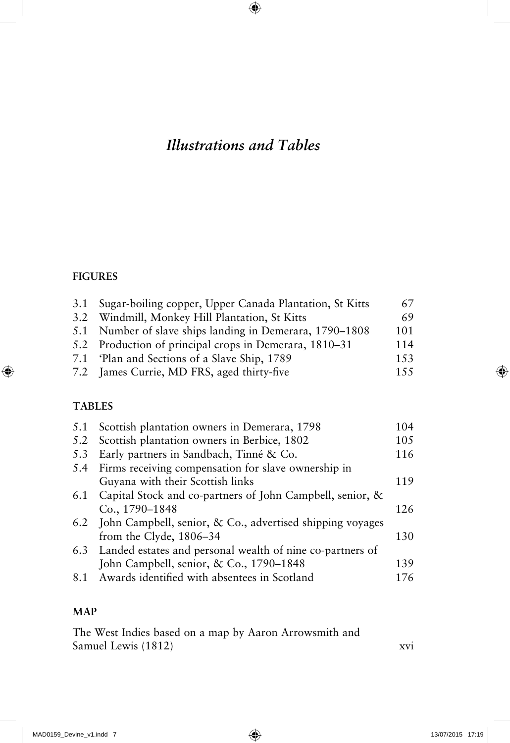# *Illustrations and Tables*

## FIGURES

| | | |
|---|---|---|
| 3.1 | Sugar-boiling copper, Upper Canada Plantation, St Kitts | 67 |
| 3.2 | Windmill, Monkey Hill Plantation, St Kitts | 69 |
| 5.1 | Number of slave ships landing in Demerara, 1790–1808 | 101 |
| 5.2 | Production of principal crops in Demerara, 1810–31 | 114 |
| 7.1 | 'Plan and Sections of a Slave Ship, 1789 | 153 |
| 7.2 | James Currie, MD FRS, aged thirty-five | 155 |

## TABLES

| | | |
|---|---|---|
| 5.1 | Scottish plantation owners in Demerara, 1798 | 104 |
| 5.2 | Scottish plantation owners in Berbice, 1802 | 105 |
| 5.3 | Early partners in Sandbach, Tinné & Co. | 116 |
| 5.4 | Firms receiving compensation for slave ownership in Guyana with their Scottish links | 119 |
| 6.1 | Capital Stock and co-partners of John Campbell, senior, & Co., 1790–1848 | 126 |
| 6.2 | John Campbell, senior, & Co., advertised shipping voyages from the Clyde, 1806–34 | 130 |
| 6.3 | Landed estates and personal wealth of nine co-partners of John Campbell, senior, & Co., 1790–1848 | 139 |
| 8.1 | Awards identified with absentees in Scotland | 176 |

## MAP

| | |
|---|---|
| The West Indies based on a map by Aaron Arrowsmith and Samuel Lewis (1812) | xvi |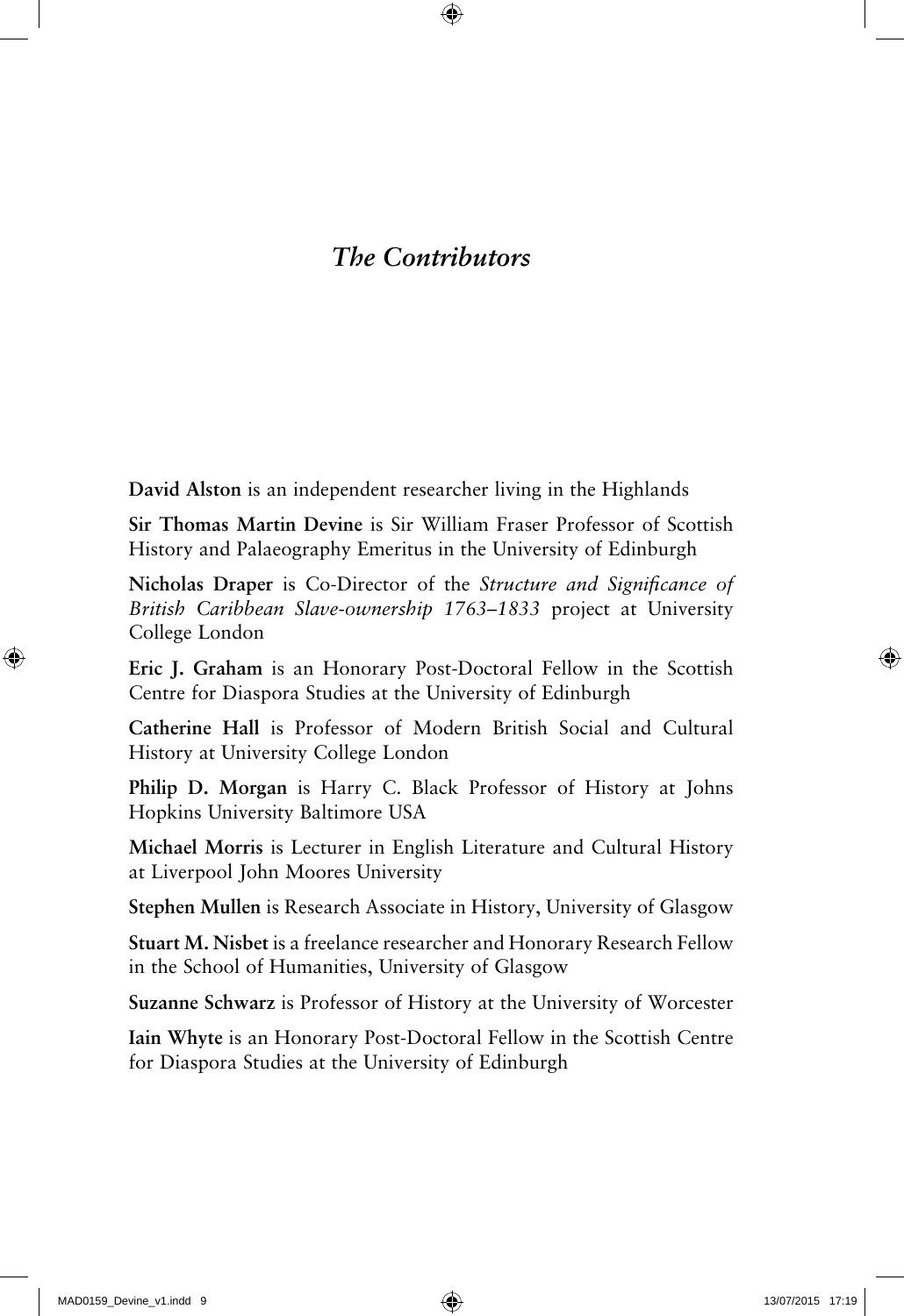# *The Contributors*

**David Alston** is an independent researcher living in the Highlands

**Sir Thomas Martin Devine** is Sir William Fraser Professor of Scottish History and Palaeography Emeritus in the University of Edinburgh

**Nicholas Draper** is Co-Director of the *Structure and Significance of British Caribbean Slave-ownership 1763–1833* project at University College London

**Eric J. Graham** is an Honorary Post-Doctoral Fellow in the Scottish Centre for Diaspora Studies at the University of Edinburgh

**Catherine Hall** is Professor of Modern British Social and Cultural History at University College London

**Philip D. Morgan** is Harry C. Black Professor of History at Johns Hopkins University Baltimore USA

**Michael Morris** is Lecturer in English Literature and Cultural History at Liverpool John Moores University

**Stephen Mullen** is Research Associate in History, University of Glasgow

**Stuart M. Nisbet** is a freelance researcher and Honorary Research Fellow in the School of Humanities, University of Glasgow

**Suzanne Schwarz** is Professor of History at the University of Worcester

**Iain Whyte** is an Honorary Post-Doctoral Fellow in the Scottish Centre for Diaspora Studies at the University of Edinburgh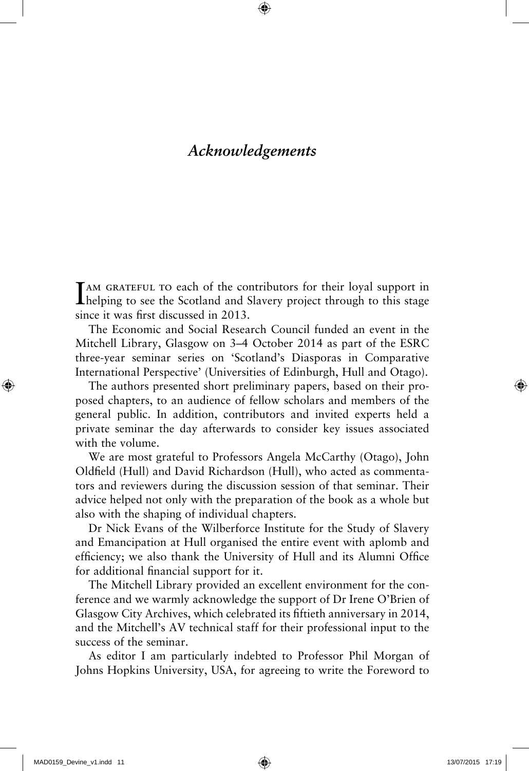# *Acknowledgements*

I am grateful to each of the contributors for their loyal support in helping to see the Scotland and Slavery project through to this stage since it was first discussed in 2013.

The Economic and Social Research Council funded an event in the Mitchell Library, Glasgow on 3–4 October 2014 as part of the ESRC three-year seminar series on 'Scotland's Diasporas in Comparative International Perspective' (Universities of Edinburgh, Hull and Otago).

The authors presented short preliminary papers, based on their proposed chapters, to an audience of fellow scholars and members of the general public. In addition, contributors and invited experts held a private seminar the day afterwards to consider key issues associated with the volume.

We are most grateful to Professors Angela McCarthy (Otago), John Oldfield (Hull) and David Richardson (Hull), who acted as commentators and reviewers during the discussion session of that seminar. Their advice helped not only with the preparation of the book as a whole but also with the shaping of individual chapters.

Dr Nick Evans of the Wilberforce Institute for the Study of Slavery and Emancipation at Hull organised the entire event with aplomb and efficiency; we also thank the University of Hull and its Alumni Office for additional financial support for it.

The Mitchell Library provided an excellent environment for the conference and we warmly acknowledge the support of Dr Irene O'Brien of Glasgow City Archives, which celebrated its fiftieth anniversary in 2014, and the Mitchell's AV technical staff for their professional input to the success of the seminar.

As editor I am particularly indebted to Professor Phil Morgan of Johns Hopkins University, USA, for agreeing to write the Foreword to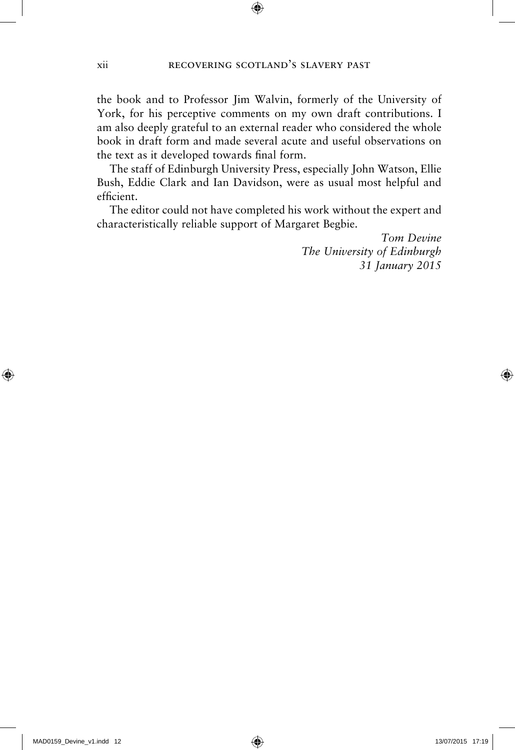the book and to Professor Jim Walvin, formerly of the University of York, for his perceptive comments on my own draft contributions. I am also deeply grateful to an external reader who considered the whole book in draft form and made several acute and useful observations on the text as it developed towards final form.

The staff of Edinburgh University Press, especially John Watson, Ellie Bush, Eddie Clark and Ian Davidson, were as usual most helpful and efficient.

The editor could not have completed his work without the expert and characteristically reliable support of Margaret Begbie.

*Tom Devine*
*The University of Edinburgh*
*31 January 2015*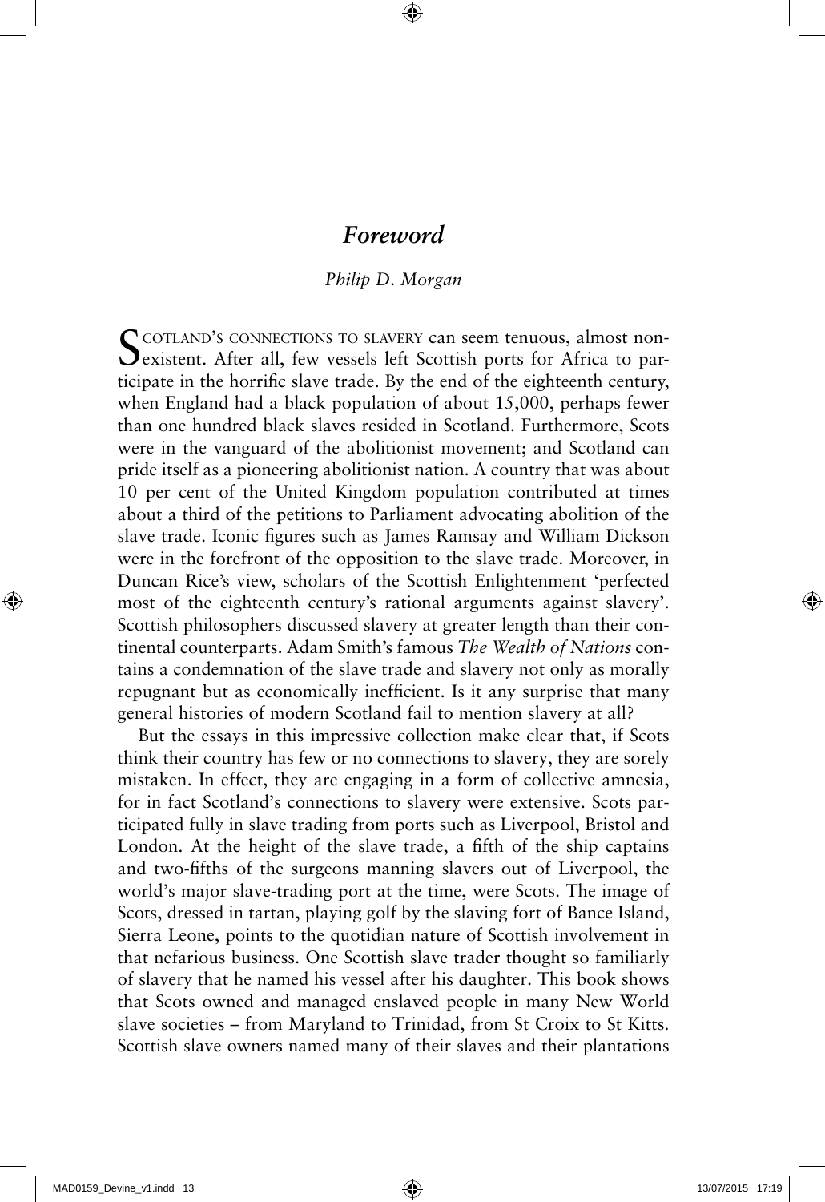# *Foreword*

*Philip D. Morgan*

SCOTLAND'S CONNECTIONS TO SLAVERY can seem tenuous, almost non-existent. After all, few vessels left Scottish ports for Africa to participate in the horrific slave trade. By the end of the eighteenth century, when England had a black population of about 15,000, perhaps fewer than one hundred black slaves resided in Scotland. Furthermore, Scots were in the vanguard of the abolitionist movement; and Scotland can pride itself as a pioneering abolitionist nation. A country that was about 10 per cent of the United Kingdom population contributed at times about a third of the petitions to Parliament advocating abolition of the slave trade. Iconic figures such as James Ramsay and William Dickson were in the forefront of the opposition to the slave trade. Moreover, in Duncan Rice's view, scholars of the Scottish Enlightenment 'perfected most of the eighteenth century's rational arguments against slavery'. Scottish philosophers discussed slavery at greater length than their continental counterparts. Adam Smith's famous *The Wealth of Nations* contains a condemnation of the slave trade and slavery not only as morally repugnant but as economically inefficient. Is it any surprise that many general histories of modern Scotland fail to mention slavery at all?

But the essays in this impressive collection make clear that, if Scots think their country has few or no connections to slavery, they are sorely mistaken. In effect, they are engaging in a form of collective amnesia, for in fact Scotland's connections to slavery were extensive. Scots participated fully in slave trading from ports such as Liverpool, Bristol and London. At the height of the slave trade, a fifth of the ship captains and two-fifths of the surgeons manning slavers out of Liverpool, the world's major slave-trading port at the time, were Scots. The image of Scots, dressed in tartan, playing golf by the slaving fort of Bance Island, Sierra Leone, points to the quotidian nature of Scottish involvement in that nefarious business. One Scottish slave trader thought so familiarly of slavery that he named his vessel after his daughter. This book shows that Scots owned and managed enslaved people in many New World slave societies – from Maryland to Trinidad, from St Croix to St Kitts. Scottish slave owners named many of their slaves and their plantations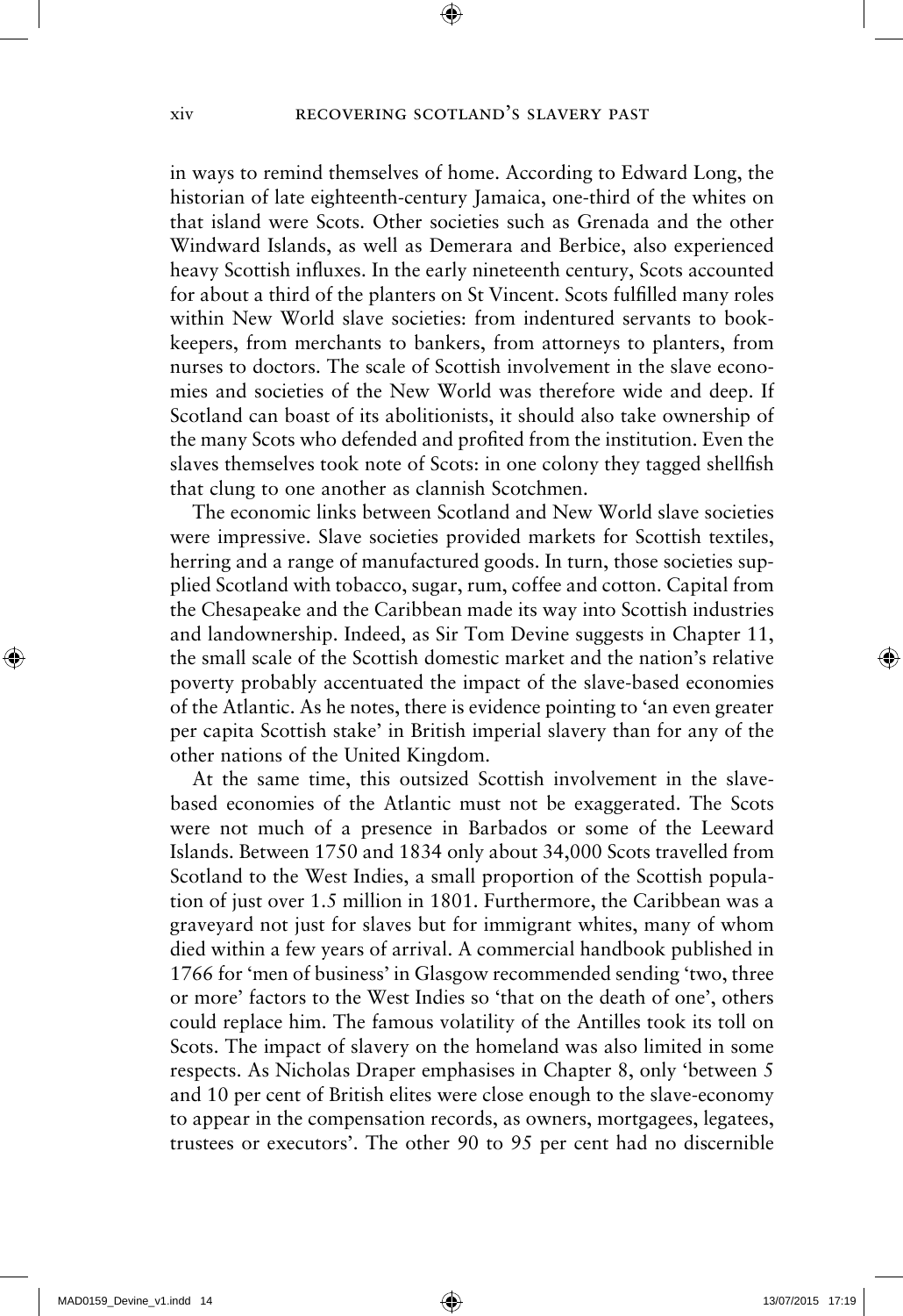in ways to remind themselves of home. According to Edward Long, the historian of late eighteenth-century Jamaica, one-third of the whites on that island were Scots. Other societies such as Grenada and the other Windward Islands, as well as Demerara and Berbice, also experienced heavy Scottish influxes. In the early nineteenth century, Scots accounted for about a third of the planters on St Vincent. Scots fulfilled many roles within New World slave societies: from indentured servants to bookkeepers, from merchants to bankers, from attorneys to planters, from nurses to doctors. The scale of Scottish involvement in the slave economies and societies of the New World was therefore wide and deep. If Scotland can boast of its abolitionists, it should also take ownership of the many Scots who defended and profited from the institution. Even the slaves themselves took note of Scots: in one colony they tagged shellfish that clung to one another as clannish Scotchmen.

The economic links between Scotland and New World slave societies were impressive. Slave societies provided markets for Scottish textiles, herring and a range of manufactured goods. In turn, those societies supplied Scotland with tobacco, sugar, rum, coffee and cotton. Capital from the Chesapeake and the Caribbean made its way into Scottish industries and landownership. Indeed, as Sir Tom Devine suggests in Chapter 11, the small scale of the Scottish domestic market and the nation's relative poverty probably accentuated the impact of the slave-based economies of the Atlantic. As he notes, there is evidence pointing to 'an even greater per capita Scottish stake' in British imperial slavery than for any of the other nations of the United Kingdom.

At the same time, this outsized Scottish involvement in the slave-based economies of the Atlantic must not be exaggerated. The Scots were not much of a presence in Barbados or some of the Leeward Islands. Between 1750 and 1834 only about 34,000 Scots travelled from Scotland to the West Indies, a small proportion of the Scottish population of just over 1.5 million in 1801. Furthermore, the Caribbean was a graveyard not just for slaves but for immigrant whites, many of whom died within a few years of arrival. A commercial handbook published in 1766 for 'men of business' in Glasgow recommended sending 'two, three or more' factors to the West Indies so 'that on the death of one', others could replace him. The famous volatility of the Antilles took its toll on Scots. The impact of slavery on the homeland was also limited in some respects. As Nicholas Draper emphasises in Chapter 8, only 'between 5 and 10 per cent of British elites were close enough to the slave-economy to appear in the compensation records, as owners, mortgagees, legatees, trustees or executors'. The other 90 to 95 per cent had no discernible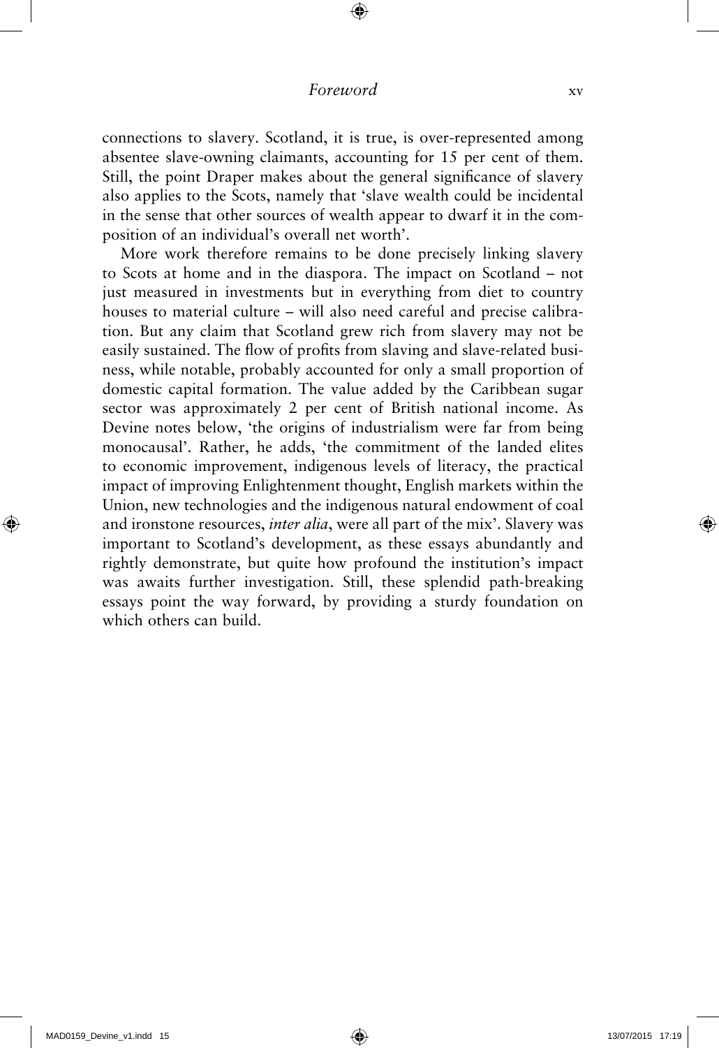connections to slavery. Scotland, it is true, is over-represented among absentee slave-owning claimants, accounting for 15 per cent of them. Still, the point Draper makes about the general significance of slavery also applies to the Scots, namely that 'slave wealth could be incidental in the sense that other sources of wealth appear to dwarf it in the composition of an individual's overall net worth'.

More work therefore remains to be done precisely linking slavery to Scots at home and in the diaspora. The impact on Scotland – not just measured in investments but in everything from diet to country houses to material culture – will also need careful and precise calibration. But any claim that Scotland grew rich from slavery may not be easily sustained. The flow of profits from slaving and slave-related business, while notable, probably accounted for only a small proportion of domestic capital formation. The value added by the Caribbean sugar sector was approximately 2 per cent of British national income. As Devine notes below, 'the origins of industrialism were far from being monocausal'. Rather, he adds, 'the commitment of the landed elites to economic improvement, indigenous levels of literacy, the practical impact of improving Enlightenment thought, English markets within the Union, new technologies and the indigenous natural endowment of coal and ironstone resources, *inter alia*, were all part of the mix'. Slavery was important to Scotland's development, as these essays abundantly and rightly demonstrate, but quite how profound the institution's impact was awaits further investigation. Still, these splendid path-breaking essays point the way forward, by providing a sturdy foundation on which others can build.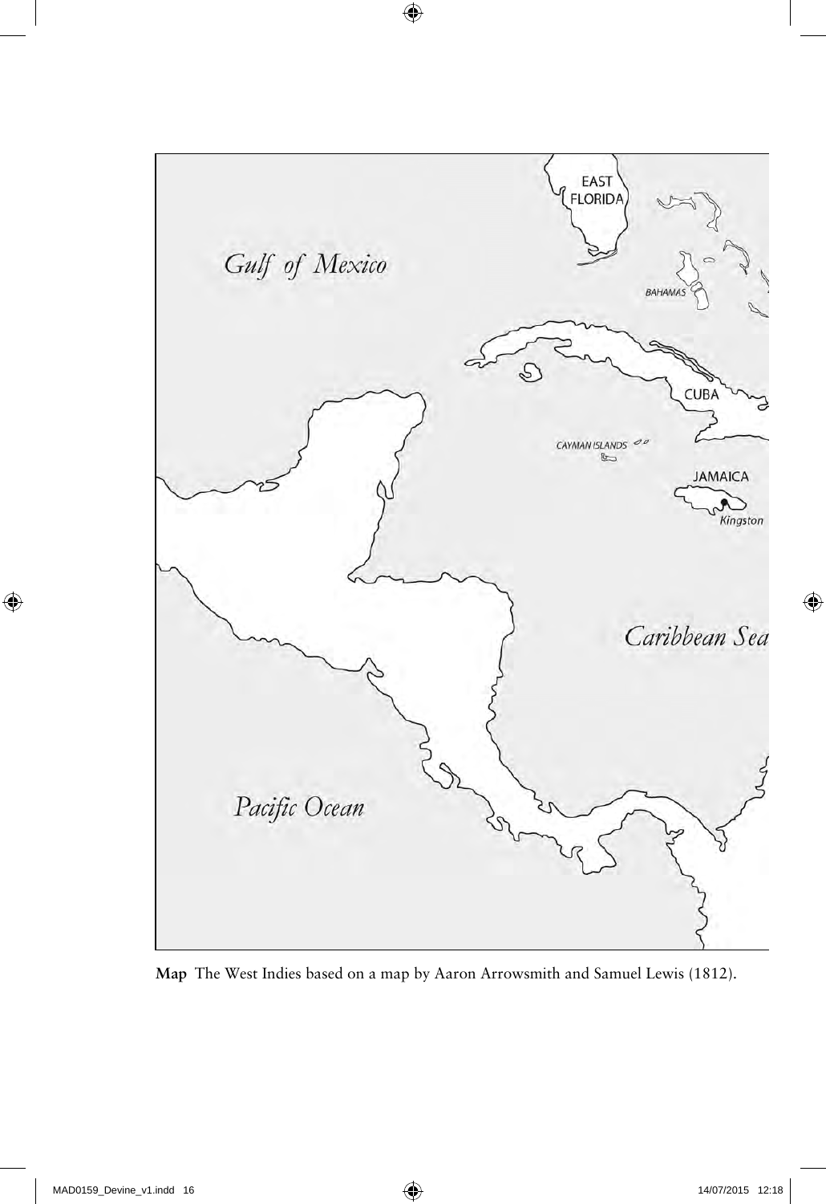**Map** The West Indies based on a map by Aaron Arrowsmith and Samuel Lewis (1812).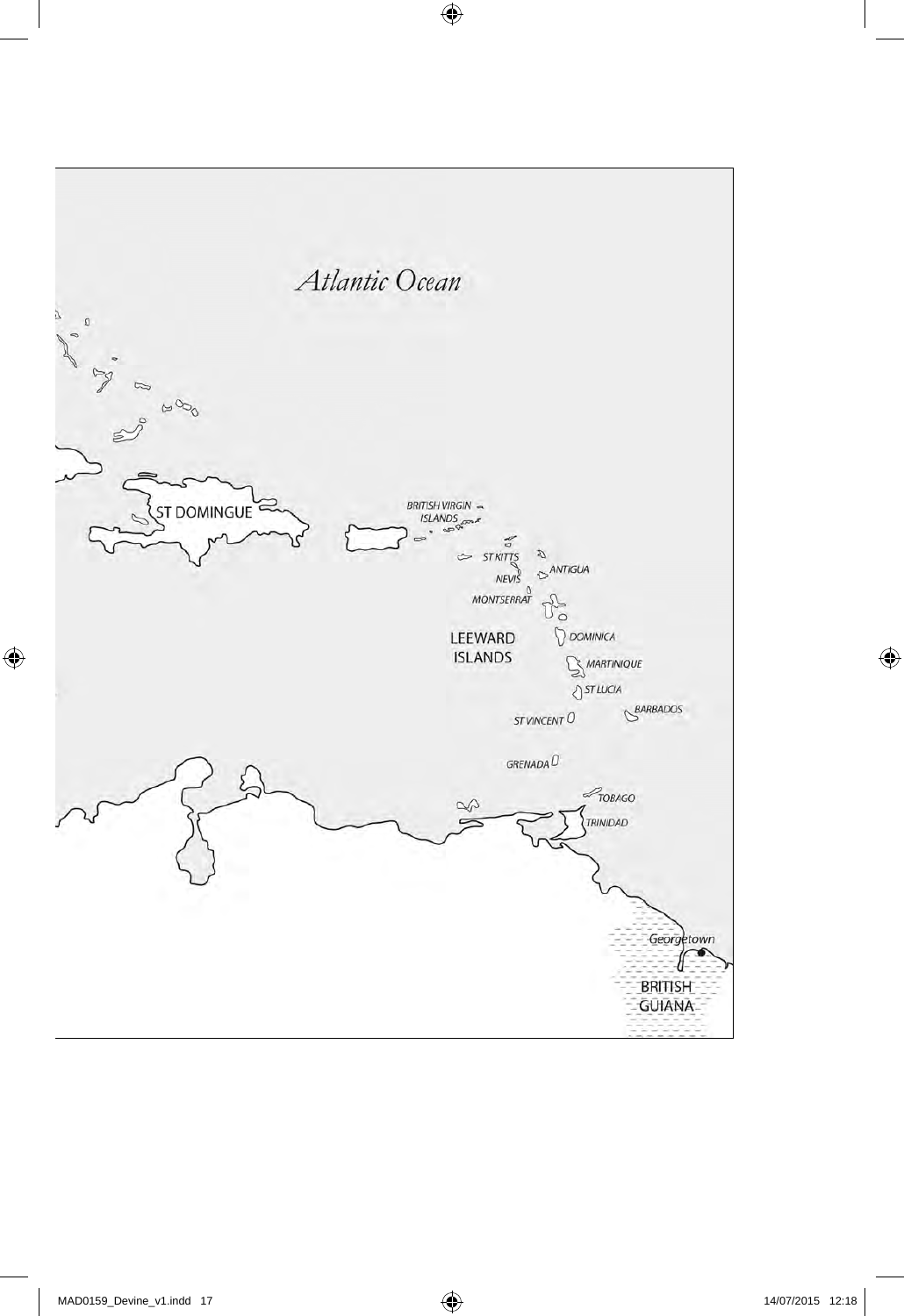Atlantic Ocean

ST DOMINGUE

BRITISH VIRGIN ISLANDS

ST KITTS

NEVIS

ANTIGUA

MONTSERRAT

LEEWARD ISLANDS

DOMINICA

MARTINIQUE

ST LUCIA

BARBADOS

ST VINCENT

GRENADA

TOBAGO

TRINIDAD

Georgetown

BRITISH GUIANA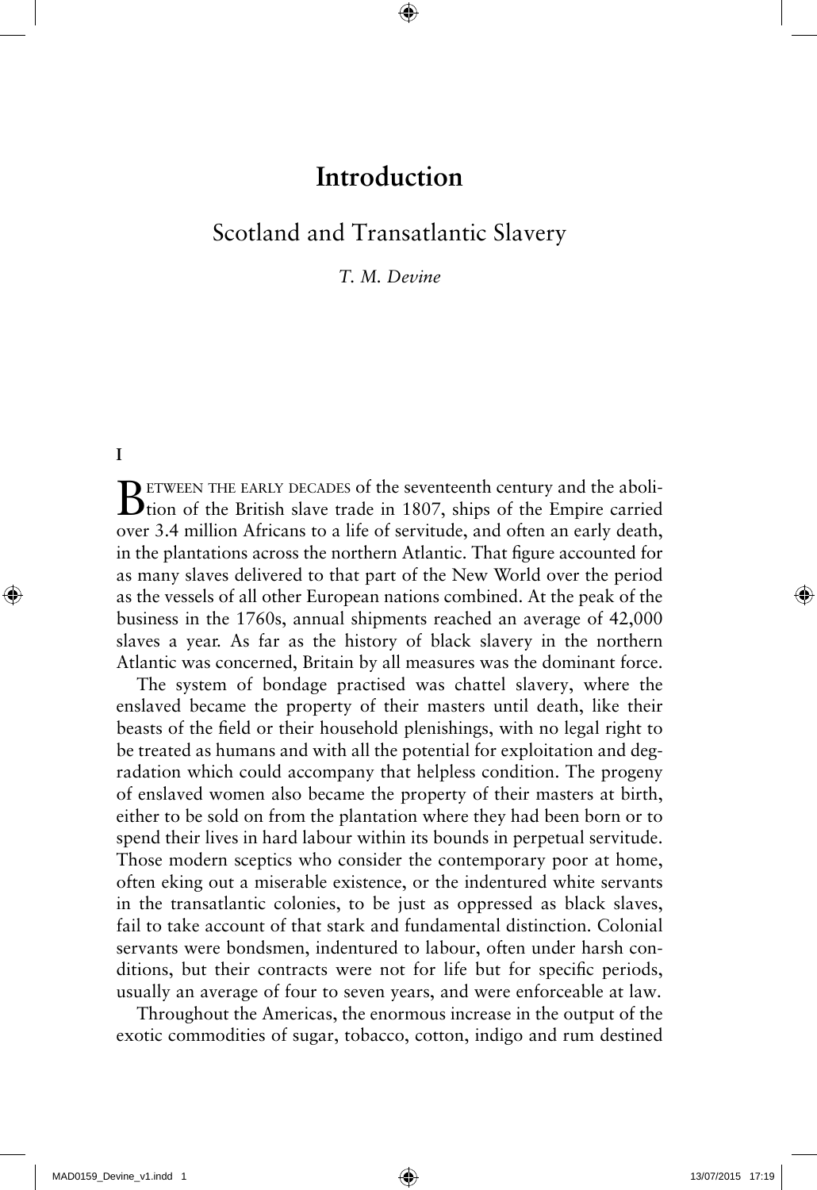# Introduction

## Scotland and Transatlantic Slavery

*T. M. Devine*

**I**

Between the early decades of the seventeenth century and the abolition of the British slave trade in 1807, ships of the Empire carried over 3.4 million Africans to a life of servitude, and often an early death, in the plantations across the northern Atlantic. That figure accounted for as many slaves delivered to that part of the New World over the period as the vessels of all other European nations combined. At the peak of the business in the 1760s, annual shipments reached an average of 42,000 slaves a year. As far as the history of black slavery in the northern Atlantic was concerned, Britain by all measures was the dominant force.

The system of bondage practised was chattel slavery, where the enslaved became the property of their masters until death, like their beasts of the field or their household plenishings, with no legal right to be treated as humans and with all the potential for exploitation and degradation which could accompany that helpless condition. The progeny of enslaved women also became the property of their masters at birth, either to be sold on from the plantation where they had been born or to spend their lives in hard labour within its bounds in perpetual servitude. Those modern sceptics who consider the contemporary poor at home, often eking out a miserable existence, or the indentured white servants in the transatlantic colonies, to be just as oppressed as black slaves, fail to take account of that stark and fundamental distinction. Colonial servants were bondsmen, indentured to labour, often under harsh conditions, but their contracts were not for life but for specific periods, usually an average of four to seven years, and were enforceable at law.

Throughout the Americas, the enormous increase in the output of the exotic commodities of sugar, tobacco, cotton, indigo and rum destined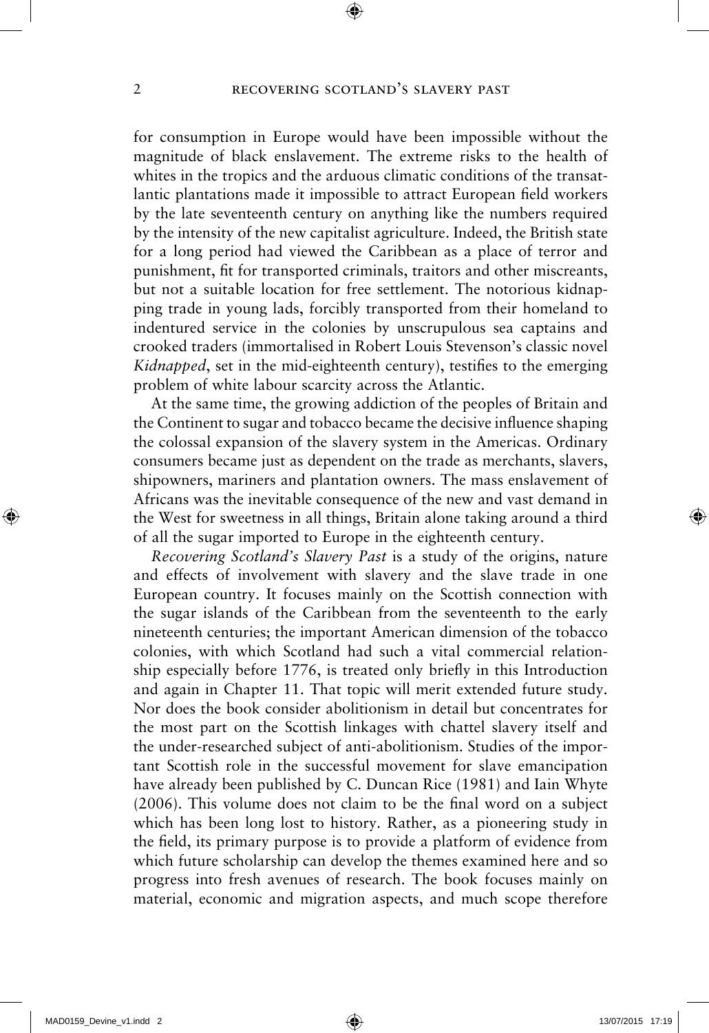for consumption in Europe would have been impossible without the magnitude of black enslavement. The extreme risks to the health of whites in the tropics and the arduous climatic conditions of the transatlantic plantations made it impossible to attract European field workers by the late seventeenth century on anything like the numbers required by the intensity of the new capitalist agriculture. Indeed, the British state for a long period had viewed the Caribbean as a place of terror and punishment, fit for transported criminals, traitors and other miscreants, but not a suitable location for free settlement. The notorious kidnapping trade in young lads, forcibly transported from their homeland to indentured service in the colonies by unscrupulous sea captains and crooked traders (immortalised in Robert Louis Stevenson's classic novel *Kidnapped*, set in the mid-eighteenth century), testifies to the emerging problem of white labour scarcity across the Atlantic.

At the same time, the growing addiction of the peoples of Britain and the Continent to sugar and tobacco became the decisive influence shaping the colossal expansion of the slavery system in the Americas. Ordinary consumers became just as dependent on the trade as merchants, slavers, shipowners, mariners and plantation owners. The mass enslavement of Africans was the inevitable consequence of the new and vast demand in the West for sweetness in all things, Britain alone taking around a third of all the sugar imported to Europe in the eighteenth century.

*Recovering Scotland's Slavery Past* is a study of the origins, nature and effects of involvement with slavery and the slave trade in one European country. It focuses mainly on the Scottish connection with the sugar islands of the Caribbean from the seventeenth to the early nineteenth centuries; the important American dimension of the tobacco colonies, with which Scotland had such a vital commercial relationship especially before 1776, is treated only briefly in this Introduction and again in Chapter 11. That topic will merit extended future study. Nor does the book consider abolitionism in detail but concentrates for the most part on the Scottish linkages with chattel slavery itself and the under-researched subject of anti-abolitionism. Studies of the important Scottish role in the successful movement for slave emancipation have already been published by C. Duncan Rice (1981) and Iain Whyte (2006). This volume does not claim to be the final word on a subject which has been long lost to history. Rather, as a pioneering study in the field, its primary purpose is to provide a platform of evidence from which future scholarship can develop the themes examined here and so progress into fresh avenues of research. The book focuses mainly on material, economic and migration aspects, and much scope therefore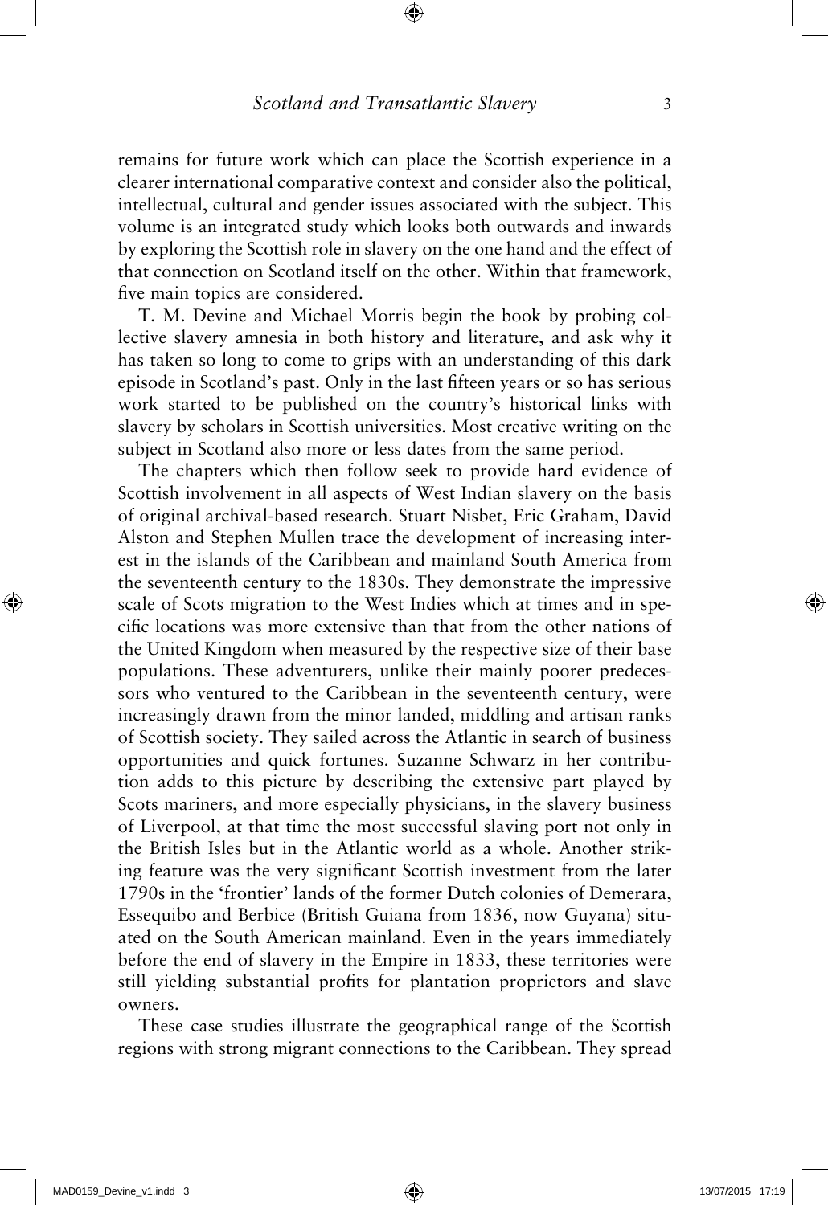remains for future work which can place the Scottish experience in a clearer international comparative context and consider also the political, intellectual, cultural and gender issues associated with the subject. This volume is an integrated study which looks both outwards and inwards by exploring the Scottish role in slavery on the one hand and the effect of that connection on Scotland itself on the other. Within that framework, five main topics are considered.

T. M. Devine and Michael Morris begin the book by probing collective slavery amnesia in both history and literature, and ask why it has taken so long to come to grips with an understanding of this dark episode in Scotland's past. Only in the last fifteen years or so has serious work started to be published on the country's historical links with slavery by scholars in Scottish universities. Most creative writing on the subject in Scotland also more or less dates from the same period.

The chapters which then follow seek to provide hard evidence of Scottish involvement in all aspects of West Indian slavery on the basis of original archival-based research. Stuart Nisbet, Eric Graham, David Alston and Stephen Mullen trace the development of increasing interest in the islands of the Caribbean and mainland South America from the seventeenth century to the 1830s. They demonstrate the impressive scale of Scots migration to the West Indies which at times and in specific locations was more extensive than that from the other nations of the United Kingdom when measured by the respective size of their base populations. These adventurers, unlike their mainly poorer predecessors who ventured to the Caribbean in the seventeenth century, were increasingly drawn from the minor landed, middling and artisan ranks of Scottish society. They sailed across the Atlantic in search of business opportunities and quick fortunes. Suzanne Schwarz in her contribution adds to this picture by describing the extensive part played by Scots mariners, and more especially physicians, in the slavery business of Liverpool, at that time the most successful slaving port not only in the British Isles but in the Atlantic world as a whole. Another striking feature was the very significant Scottish investment from the later 1790s in the 'frontier' lands of the former Dutch colonies of Demerara, Essequibo and Berbice (British Guiana from 1836, now Guyana) situated on the South American mainland. Even in the years immediately before the end of slavery in the Empire in 1833, these territories were still yielding substantial profits for plantation proprietors and slave owners.

These case studies illustrate the geographical range of the Scottish regions with strong migrant connections to the Caribbean. They spread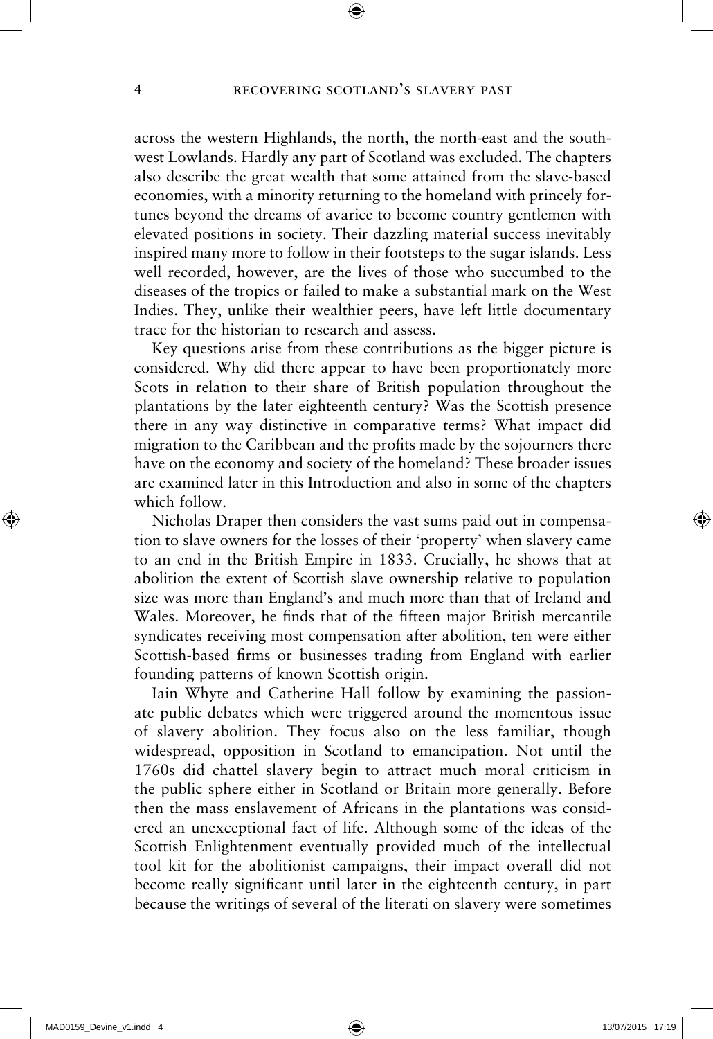across the western Highlands, the north, the north-east and the south-west Lowlands. Hardly any part of Scotland was excluded. The chapters also describe the great wealth that some attained from the slave-based economies, with a minority returning to the homeland with princely fortunes beyond the dreams of avarice to become country gentlemen with elevated positions in society. Their dazzling material success inevitably inspired many more to follow in their footsteps to the sugar islands. Less well recorded, however, are the lives of those who succumbed to the diseases of the tropics or failed to make a substantial mark on the West Indies. They, unlike their wealthier peers, have left little documentary trace for the historian to research and assess.

Key questions arise from these contributions as the bigger picture is considered. Why did there appear to have been proportionately more Scots in relation to their share of British population throughout the plantations by the later eighteenth century? Was the Scottish presence there in any way distinctive in comparative terms? What impact did migration to the Caribbean and the profits made by the sojourners there have on the economy and society of the homeland? These broader issues are examined later in this Introduction and also in some of the chapters which follow.

Nicholas Draper then considers the vast sums paid out in compensation to slave owners for the losses of their 'property' when slavery came to an end in the British Empire in 1833. Crucially, he shows that at abolition the extent of Scottish slave ownership relative to population size was more than England's and much more than that of Ireland and Wales. Moreover, he finds that of the fifteen major British mercantile syndicates receiving most compensation after abolition, ten were either Scottish-based firms or businesses trading from England with earlier founding patterns of known Scottish origin.

Iain Whyte and Catherine Hall follow by examining the passionate public debates which were triggered around the momentous issue of slavery abolition. They focus also on the less familiar, though widespread, opposition in Scotland to emancipation. Not until the 1760s did chattel slavery begin to attract much moral criticism in the public sphere either in Scotland or Britain more generally. Before then the mass enslavement of Africans in the plantations was considered an unexceptional fact of life. Although some of the ideas of the Scottish Enlightenment eventually provided much of the intellectual tool kit for the abolitionist campaigns, their impact overall did not become really significant until later in the eighteenth century, in part because the writings of several of the literati on slavery were sometimes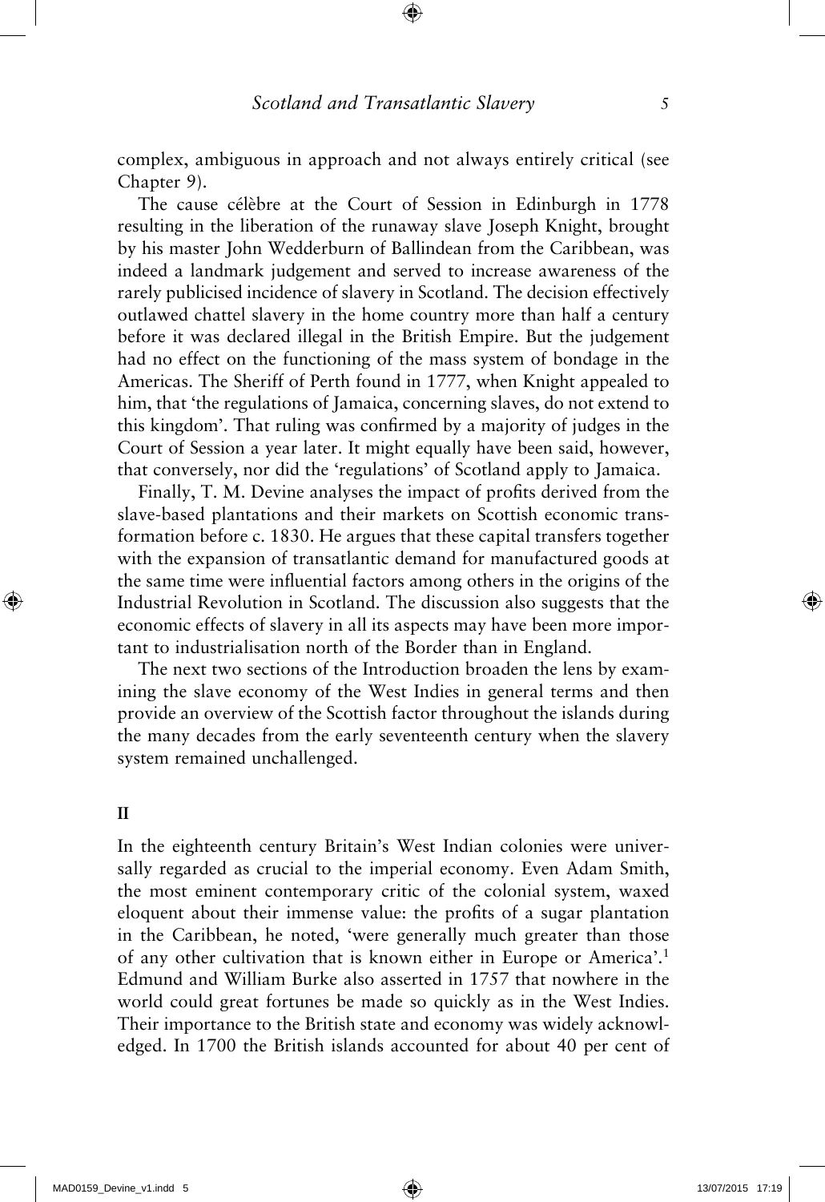complex, ambiguous in approach and not always entirely critical (see Chapter 9).

The cause célèbre at the Court of Session in Edinburgh in 1778 resulting in the liberation of the runaway slave Joseph Knight, brought by his master John Wedderburn of Ballindean from the Caribbean, was indeed a landmark judgement and served to increase awareness of the rarely publicised incidence of slavery in Scotland. The decision effectively outlawed chattel slavery in the home country more than half a century before it was declared illegal in the British Empire. But the judgement had no effect on the functioning of the mass system of bondage in the Americas. The Sheriff of Perth found in 1777, when Knight appealed to him, that 'the regulations of Jamaica, concerning slaves, do not extend to this kingdom'. That ruling was confirmed by a majority of judges in the Court of Session a year later. It might equally have been said, however, that conversely, nor did the 'regulations' of Scotland apply to Jamaica.

Finally, T. M. Devine analyses the impact of profits derived from the slave-based plantations and their markets on Scottish economic transformation before c. 1830. He argues that these capital transfers together with the expansion of transatlantic demand for manufactured goods at the same time were influential factors among others in the origins of the Industrial Revolution in Scotland. The discussion also suggests that the economic effects of slavery in all its aspects may have been more important to industrialisation north of the Border than in England.

The next two sections of the Introduction broaden the lens by examining the slave economy of the West Indies in general terms and then provide an overview of the Scottish factor throughout the islands during the many decades from the early seventeenth century when the slavery system remained unchallenged.

## II

In the eighteenth century Britain's West Indian colonies were universally regarded as crucial to the imperial economy. Even Adam Smith, the most eminent contemporary critic of the colonial system, waxed eloquent about their immense value: the profits of a sugar plantation in the Caribbean, he noted, 'were generally much greater than those of any other cultivation that is known either in Europe or America'.[1] Edmund and William Burke also asserted in 1757 that nowhere in the world could great fortunes be made so quickly as in the West Indies. Their importance to the British state and economy was widely acknowledged. In 1700 the British islands accounted for about 40 per cent of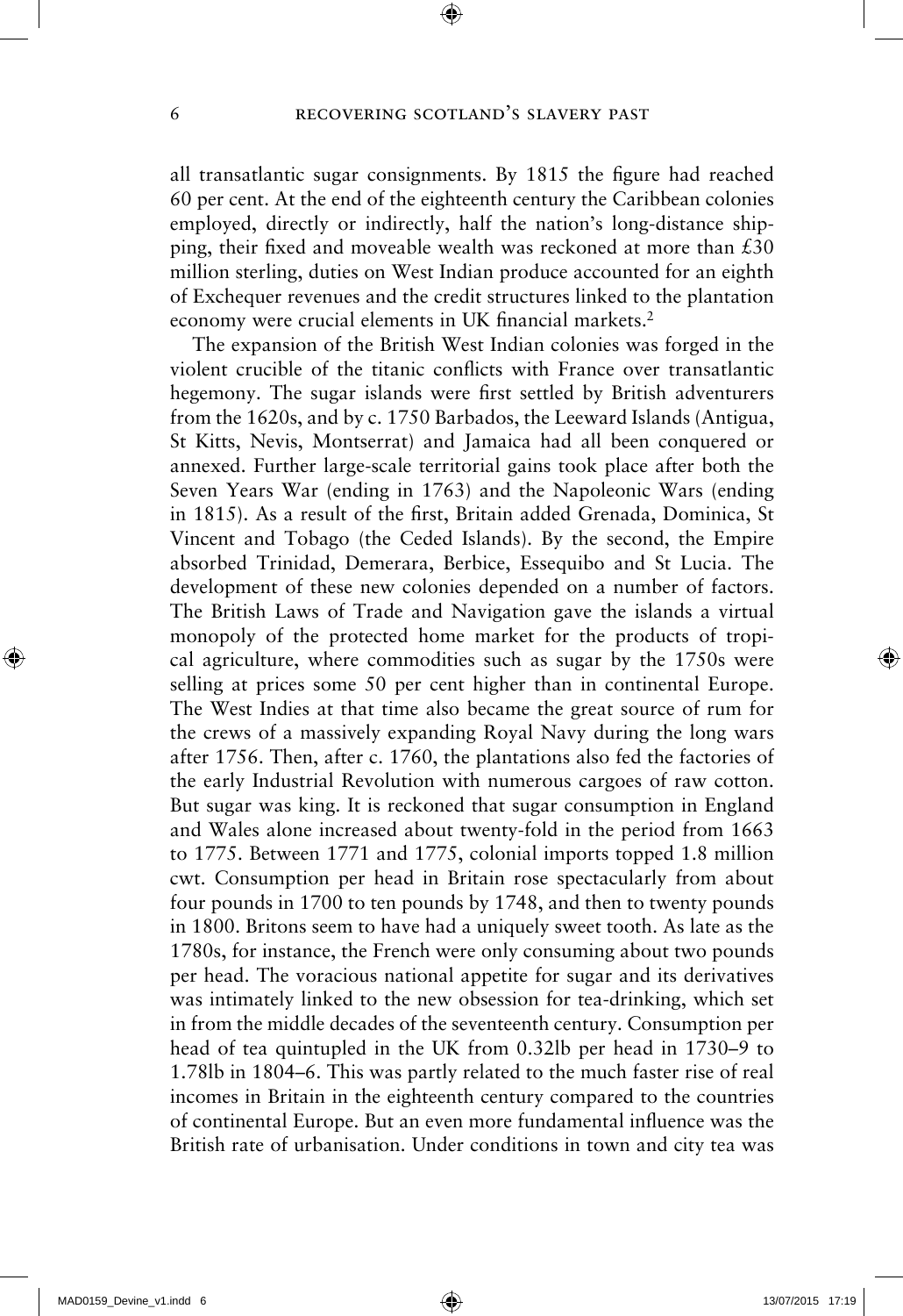all transatlantic sugar consignments. By 1815 the figure had reached 60 per cent. At the end of the eighteenth century the Caribbean colonies employed, directly or indirectly, half the nation's long-distance shipping, their fixed and moveable wealth was reckoned at more than £30 million sterling, duties on West Indian produce accounted for an eighth of Exchequer revenues and the credit structures linked to the plantation economy were crucial elements in UK financial markets.[2]

The expansion of the British West Indian colonies was forged in the violent crucible of the titanic conflicts with France over transatlantic hegemony. The sugar islands were first settled by British adventurers from the 1620s, and by c. 1750 Barbados, the Leeward Islands (Antigua, St Kitts, Nevis, Montserrat) and Jamaica had all been conquered or annexed. Further large-scale territorial gains took place after both the Seven Years War (ending in 1763) and the Napoleonic Wars (ending in 1815). As a result of the first, Britain added Grenada, Dominica, St Vincent and Tobago (the Ceded Islands). By the second, the Empire absorbed Trinidad, Demerara, Berbice, Essequibo and St Lucia. The development of these new colonies depended on a number of factors. The British Laws of Trade and Navigation gave the islands a virtual monopoly of the protected home market for the products of tropical agriculture, where commodities such as sugar by the 1750s were selling at prices some 50 per cent higher than in continental Europe. The West Indies at that time also became the great source of rum for the crews of a massively expanding Royal Navy during the long wars after 1756. Then, after c. 1760, the plantations also fed the factories of the early Industrial Revolution with numerous cargoes of raw cotton. But sugar was king. It is reckoned that sugar consumption in England and Wales alone increased about twenty-fold in the period from 1663 to 1775. Between 1771 and 1775, colonial imports topped 1.8 million cwt. Consumption per head in Britain rose spectacularly from about four pounds in 1700 to ten pounds by 1748, and then to twenty pounds in 1800. Britons seem to have had a uniquely sweet tooth. As late as the 1780s, for instance, the French were only consuming about two pounds per head. The voracious national appetite for sugar and its derivatives was intimately linked to the new obsession for tea-drinking, which set in from the middle decades of the seventeenth century. Consumption per head of tea quintupled in the UK from 0.32lb per head in 1730–9 to 1.78lb in 1804–6. This was partly related to the much faster rise of real incomes in Britain in the eighteenth century compared to the countries of continental Europe. But an even more fundamental influence was the British rate of urbanisation. Under conditions in town and city tea was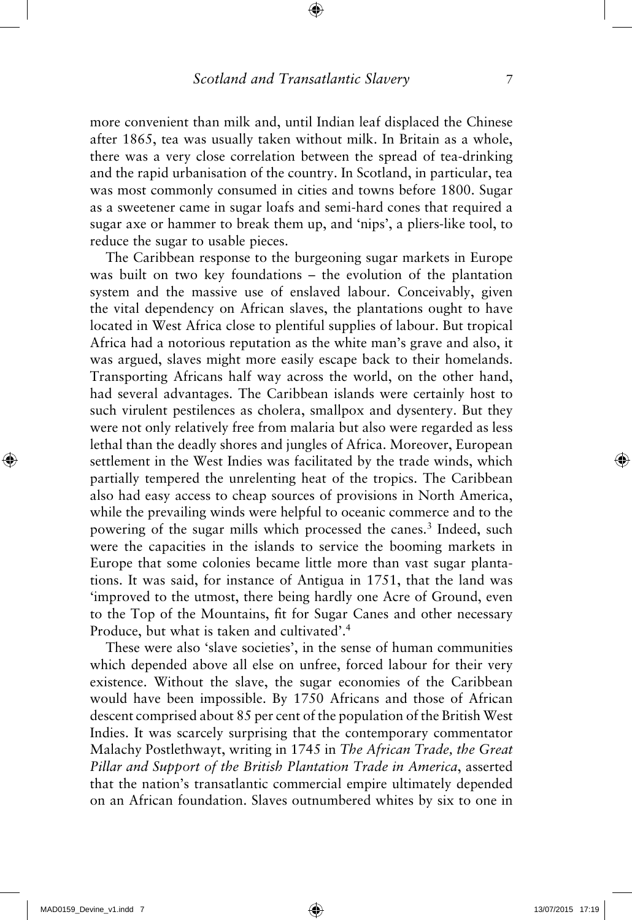more convenient than milk and, until Indian leaf displaced the Chinese after 1865, tea was usually taken without milk. In Britain as a whole, there was a very close correlation between the spread of tea-drinking and the rapid urbanisation of the country. In Scotland, in particular, tea was most commonly consumed in cities and towns before 1800. Sugar as a sweetener came in sugar loafs and semi-hard cones that required a sugar axe or hammer to break them up, and 'nips', a pliers-like tool, to reduce the sugar to usable pieces.

The Caribbean response to the burgeoning sugar markets in Europe was built on two key foundations – the evolution of the plantation system and the massive use of enslaved labour. Conceivably, given the vital dependency on African slaves, the plantations ought to have located in West Africa close to plentiful supplies of labour. But tropical Africa had a notorious reputation as the white man's grave and also, it was argued, slaves might more easily escape back to their homelands. Transporting Africans half way across the world, on the other hand, had several advantages. The Caribbean islands were certainly host to such virulent pestilences as cholera, smallpox and dysentery. But they were not only relatively free from malaria but also were regarded as less lethal than the deadly shores and jungles of Africa. Moreover, European settlement in the West Indies was facilitated by the trade winds, which partially tempered the unrelenting heat of the tropics. The Caribbean also had easy access to cheap sources of provisions in North America, while the prevailing winds were helpful to oceanic commerce and to the powering of the sugar mills which processed the canes.[3] Indeed, such were the capacities in the islands to service the booming markets in Europe that some colonies became little more than vast sugar plantations. It was said, for instance of Antigua in 1751, that the land was 'improved to the utmost, there being hardly one Acre of Ground, even to the Top of the Mountains, fit for Sugar Canes and other necessary Produce, but what is taken and cultivated'.[4]

These were also 'slave societies', in the sense of human communities which depended above all else on unfree, forced labour for their very existence. Without the slave, the sugar economies of the Caribbean would have been impossible. By 1750 Africans and those of African descent comprised about 85 per cent of the population of the British West Indies. It was scarcely surprising that the contemporary commentator Malachy Postlethwayt, writing in 1745 in *The African Trade, the Great Pillar and Support of the British Plantation Trade in America*, asserted that the nation's transatlantic commercial empire ultimately depended on an African foundation. Slaves outnumbered whites by six to one in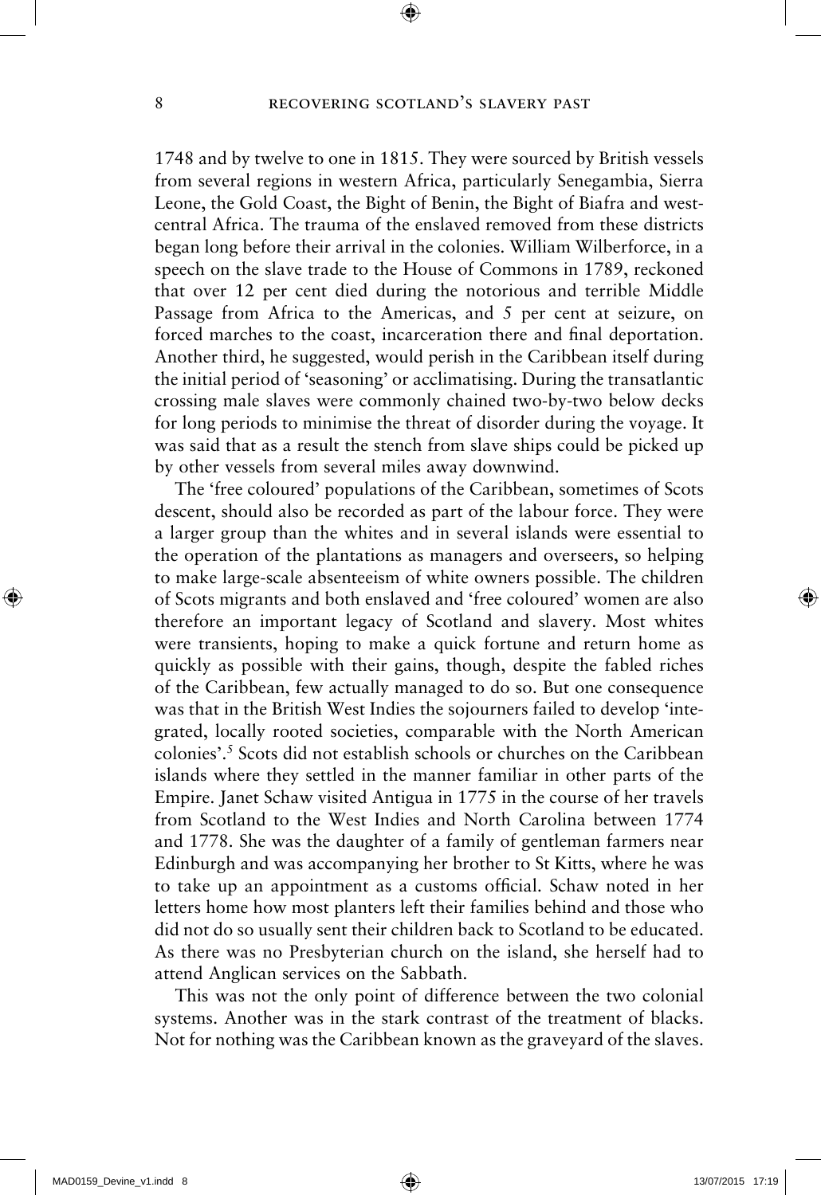1748 and by twelve to one in 1815. They were sourced by British vessels from several regions in western Africa, particularly Senegambia, Sierra Leone, the Gold Coast, the Bight of Benin, the Bight of Biafra and west-central Africa. The trauma of the enslaved removed from these districts began long before their arrival in the colonies. William Wilberforce, in a speech on the slave trade to the House of Commons in 1789, reckoned that over 12 per cent died during the notorious and terrible Middle Passage from Africa to the Americas, and 5 per cent at seizure, on forced marches to the coast, incarceration there and final deportation. Another third, he suggested, would perish in the Caribbean itself during the initial period of 'seasoning' or acclimatising. During the transatlantic crossing male slaves were commonly chained two-by-two below decks for long periods to minimise the threat of disorder during the voyage. It was said that as a result the stench from slave ships could be picked up by other vessels from several miles away downwind.

The 'free coloured' populations of the Caribbean, sometimes of Scots descent, should also be recorded as part of the labour force. They were a larger group than the whites and in several islands were essential to the operation of the plantations as managers and overseers, so helping to make large-scale absenteeism of white owners possible. The children of Scots migrants and both enslaved and 'free coloured' women are also therefore an important legacy of Scotland and slavery. Most whites were transients, hoping to make a quick fortune and return home as quickly as possible with their gains, though, despite the fabled riches of the Caribbean, few actually managed to do so. But one consequence was that in the British West Indies the sojourners failed to develop 'integrated, locally rooted societies, comparable with the North American colonies'.[5] Scots did not establish schools or churches on the Caribbean islands where they settled in the manner familiar in other parts of the Empire. Janet Schaw visited Antigua in 1775 in the course of her travels from Scotland to the West Indies and North Carolina between 1774 and 1778. She was the daughter of a family of gentleman farmers near Edinburgh and was accompanying her brother to St Kitts, where he was to take up an appointment as a customs official. Schaw noted in her letters home how most planters left their families behind and those who did not do so usually sent their children back to Scotland to be educated. As there was no Presbyterian church on the island, she herself had to attend Anglican services on the Sabbath.

This was not the only point of difference between the two colonial systems. Another was in the stark contrast of the treatment of blacks. Not for nothing was the Caribbean known as the graveyard of the slaves.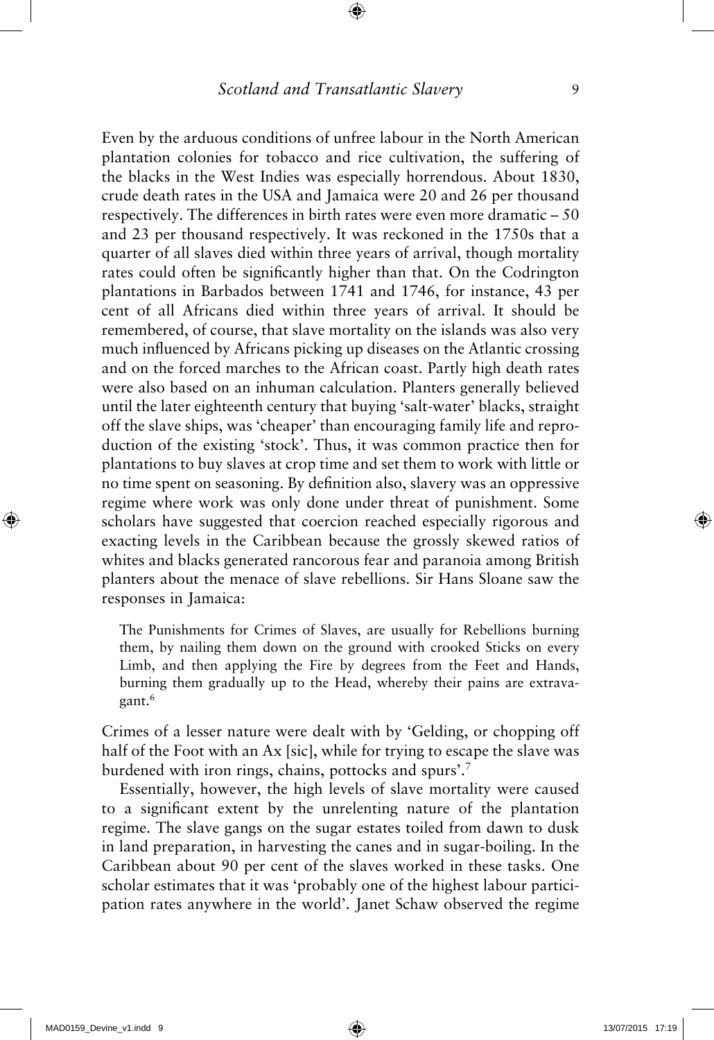Even by the arduous conditions of unfree labour in the North American plantation colonies for tobacco and rice cultivation, the suffering of the blacks in the West Indies was especially horrendous. About 1830, crude death rates in the USA and Jamaica were 20 and 26 per thousand respectively. The differences in birth rates were even more dramatic – 50 and 23 per thousand respectively. It was reckoned in the 1750s that a quarter of all slaves died within three years of arrival, though mortality rates could often be significantly higher than that. On the Codrington plantations in Barbados between 1741 and 1746, for instance, 43 per cent of all Africans died within three years of arrival. It should be remembered, of course, that slave mortality on the islands was also very much influenced by Africans picking up diseases on the Atlantic crossing and on the forced marches to the African coast. Partly high death rates were also based on an inhuman calculation. Planters generally believed until the later eighteenth century that buying 'salt-water' blacks, straight off the slave ships, was 'cheaper' than encouraging family life and reproduction of the existing 'stock'. Thus, it was common practice then for plantations to buy slaves at crop time and set them to work with little or no time spent on seasoning. By definition also, slavery was an oppressive regime where work was only done under threat of punishment. Some scholars have suggested that coercion reached especially rigorous and exacting levels in the Caribbean because the grossly skewed ratios of whites and blacks generated rancorous fear and paranoia among British planters about the menace of slave rebellions. Sir Hans Sloane saw the responses in Jamaica:

> The Punishments for Crimes of Slaves, are usually for Rebellions burning them, by nailing them down on the ground with crooked Sticks on every Limb, and then applying the Fire by degrees from the Feet and Hands, burning them gradually up to the Head, whereby their pains are extravagant.[6]

Crimes of a lesser nature were dealt with by 'Gelding, or chopping off half of the Foot with an Ax [sic], while for trying to escape the slave was burdened with iron rings, chains, pottocks and spurs'.[7]

Essentially, however, the high levels of slave mortality were caused to a significant extent by the unrelenting nature of the plantation regime. The slave gangs on the sugar estates toiled from dawn to dusk in land preparation, in harvesting the canes and in sugar-boiling. In the Caribbean about 90 per cent of the slaves worked in these tasks. One scholar estimates that it was 'probably one of the highest labour participation rates anywhere in the world'. Janet Schaw observed the regime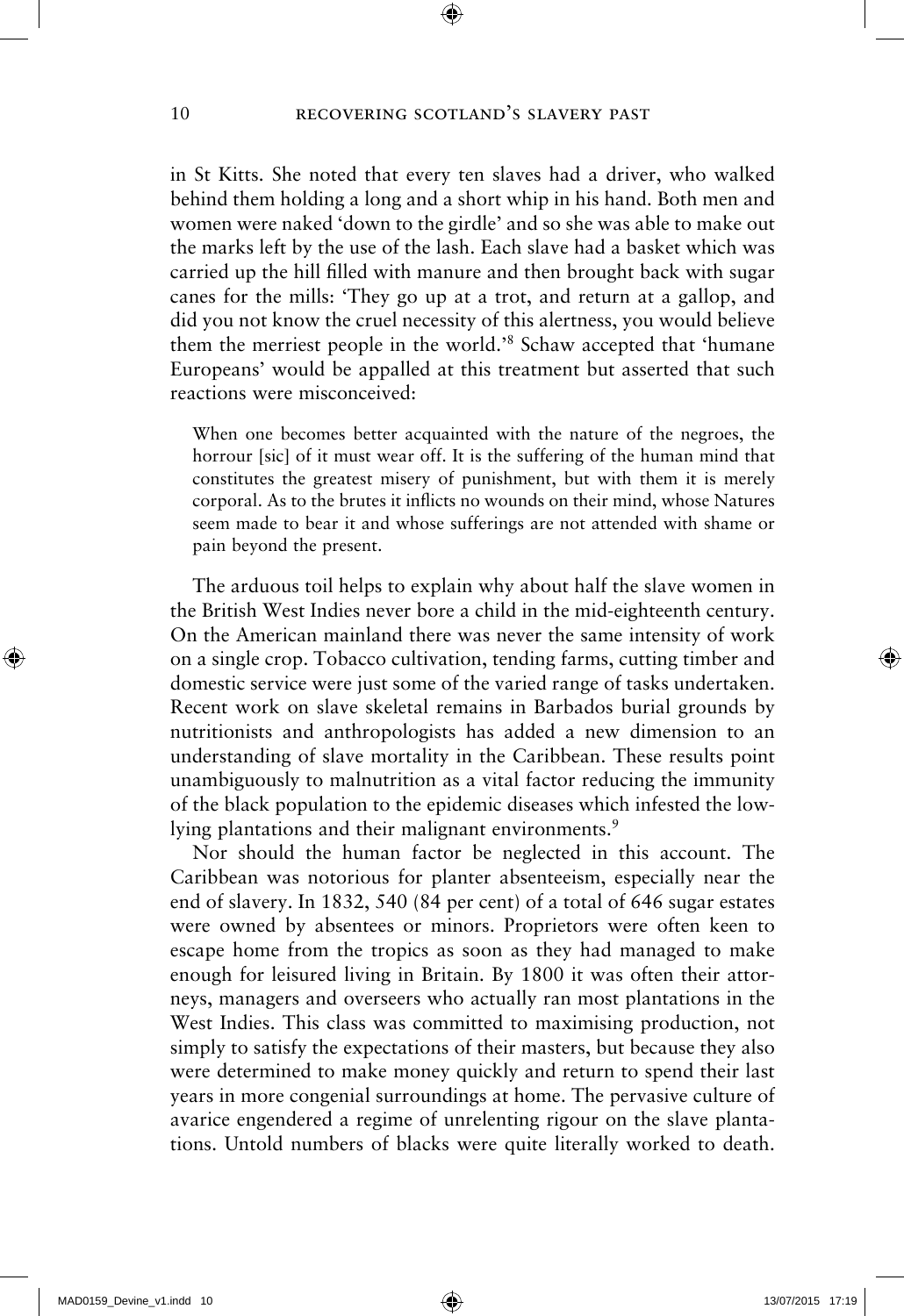in St Kitts. She noted that every ten slaves had a driver, who walked behind them holding a long and a short whip in his hand. Both men and women were naked 'down to the girdle' and so she was able to make out the marks left by the use of the lash. Each slave had a basket which was carried up the hill filled with manure and then brought back with sugar canes for the mills: 'They go up at a trot, and return at a gallop, and did you not know the cruel necessity of this alertness, you would believe them the merriest people in the world.'[8] Schaw accepted that 'humane Europeans' would be appalled at this treatment but asserted that such reactions were misconceived:

> When one becomes better acquainted with the nature of the negroes, the horrour [sic] of it must wear off. It is the suffering of the human mind that constitutes the greatest misery of punishment, but with them it is merely corporal. As to the brutes it inflicts no wounds on their mind, whose Natures seem made to bear it and whose sufferings are not attended with shame or pain beyond the present.

The arduous toil helps to explain why about half the slave women in the British West Indies never bore a child in the mid-eighteenth century. On the American mainland there was never the same intensity of work on a single crop. Tobacco cultivation, tending farms, cutting timber and domestic service were just some of the varied range of tasks undertaken. Recent work on slave skeletal remains in Barbados burial grounds by nutritionists and anthropologists has added a new dimension to an understanding of slave mortality in the Caribbean. These results point unambiguously to malnutrition as a vital factor reducing the immunity of the black population to the epidemic diseases which infested the low-lying plantations and their malignant environments.[9]

Nor should the human factor be neglected in this account. The Caribbean was notorious for planter absenteeism, especially near the end of slavery. In 1832, 540 (84 per cent) of a total of 646 sugar estates were owned by absentees or minors. Proprietors were often keen to escape home from the tropics as soon as they had managed to make enough for leisured living in Britain. By 1800 it was often their attorneys, managers and overseers who actually ran most plantations in the West Indies. This class was committed to maximising production, not simply to satisfy the expectations of their masters, but because they also were determined to make money quickly and return to spend their last years in more congenial surroundings at home. The pervasive culture of avarice engendered a regime of unrelenting rigour on the slave plantations. Untold numbers of blacks were quite literally worked to death.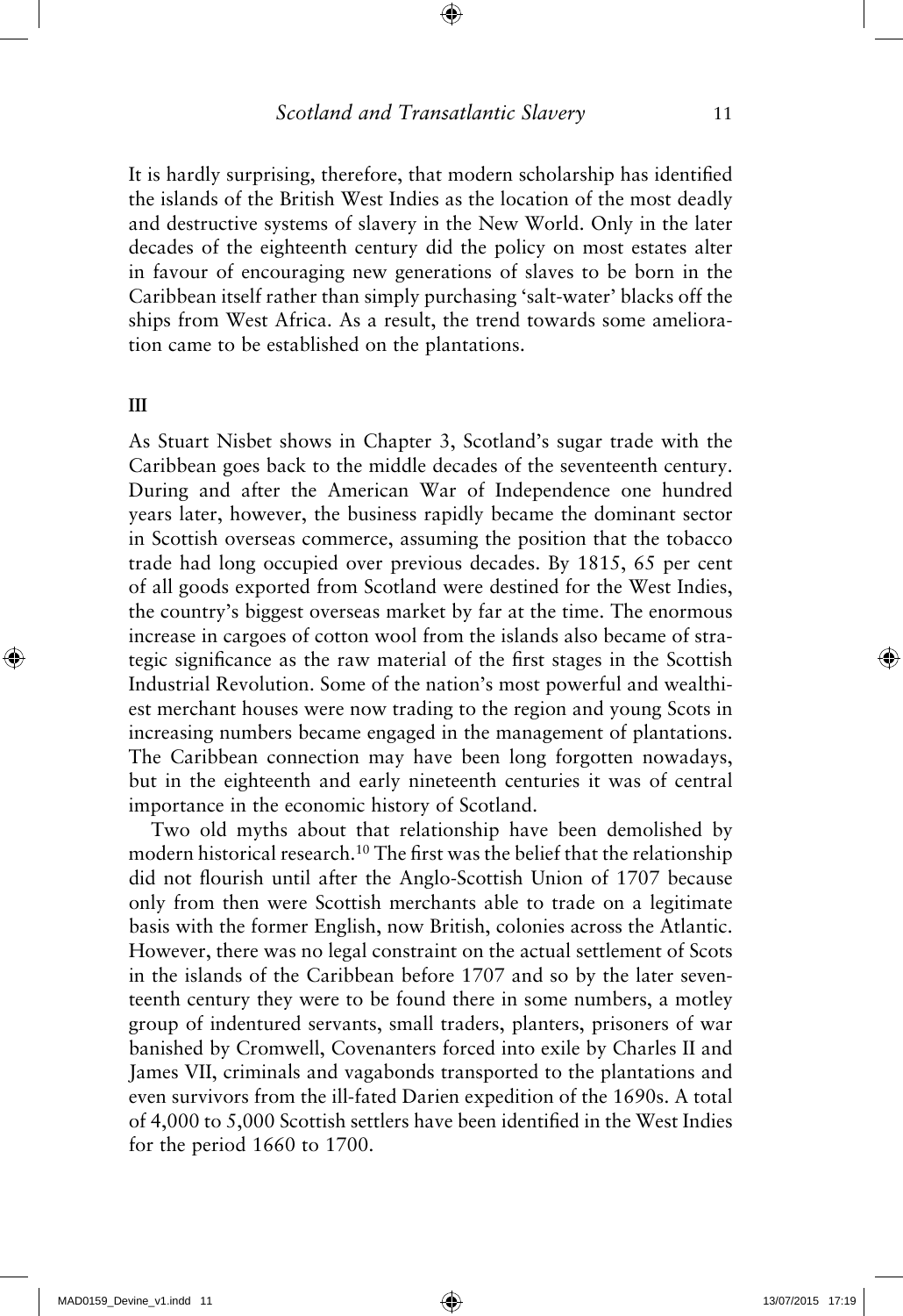It is hardly surprising, therefore, that modern scholarship has identified the islands of the British West Indies as the location of the most deadly and destructive systems of slavery in the New World. Only in the later decades of the eighteenth century did the policy on most estates alter in favour of encouraging new generations of slaves to be born in the Caribbean itself rather than simply purchasing 'salt-water' blacks off the ships from West Africa. As a result, the trend towards some amelioration came to be established on the plantations.

## III

As Stuart Nisbet shows in Chapter 3, Scotland's sugar trade with the Caribbean goes back to the middle decades of the seventeenth century. During and after the American War of Independence one hundred years later, however, the business rapidly became the dominant sector in Scottish overseas commerce, assuming the position that the tobacco trade had long occupied over previous decades. By 1815, 65 per cent of all goods exported from Scotland were destined for the West Indies, the country's biggest overseas market by far at the time. The enormous increase in cargoes of cotton wool from the islands also became of strategic significance as the raw material of the first stages in the Scottish Industrial Revolution. Some of the nation's most powerful and wealthiest merchant houses were now trading to the region and young Scots in increasing numbers became engaged in the management of plantations. The Caribbean connection may have been long forgotten nowadays, but in the eighteenth and early nineteenth centuries it was of central importance in the economic history of Scotland.

Two old myths about that relationship have been demolished by modern historical research.[10] The first was the belief that the relationship did not flourish until after the Anglo-Scottish Union of 1707 because only from then were Scottish merchants able to trade on a legitimate basis with the former English, now British, colonies across the Atlantic. However, there was no legal constraint on the actual settlement of Scots in the islands of the Caribbean before 1707 and so by the later seventeenth century they were to be found there in some numbers, a motley group of indentured servants, small traders, planters, prisoners of war banished by Cromwell, Covenanters forced into exile by Charles II and James VII, criminals and vagabonds transported to the plantations and even survivors from the ill-fated Darien expedition of the 1690s. A total of 4,000 to 5,000 Scottish settlers have been identified in the West Indies for the period 1660 to 1700.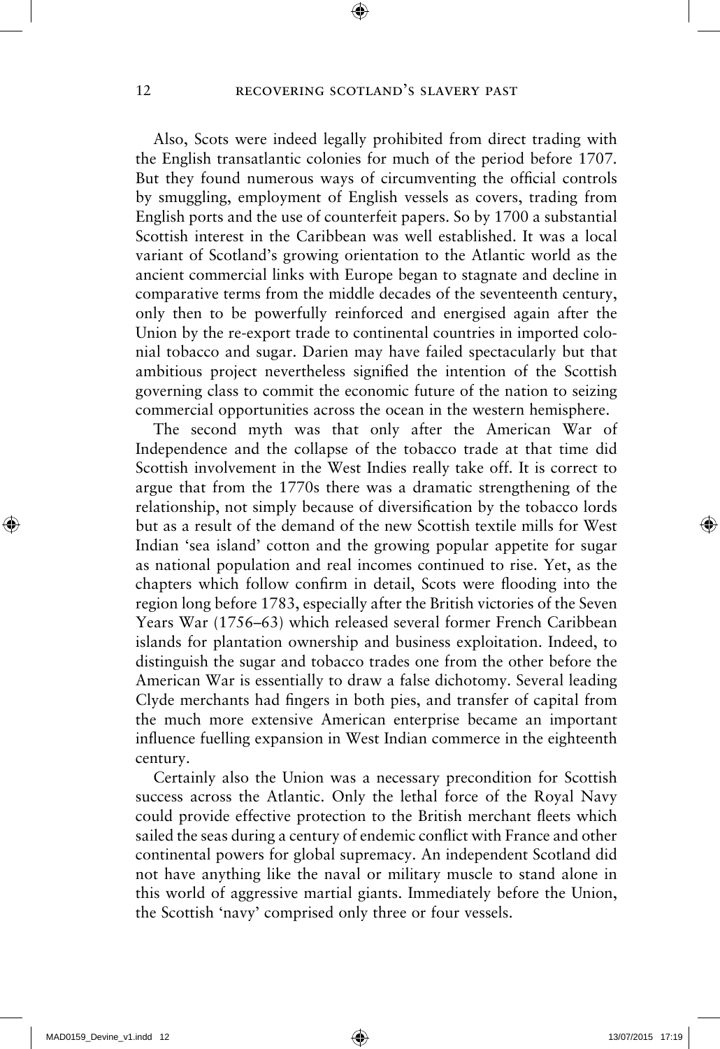Also, Scots were indeed legally prohibited from direct trading with the English transatlantic colonies for much of the period before 1707. But they found numerous ways of circumventing the official controls by smuggling, employment of English vessels as covers, trading from English ports and the use of counterfeit papers. So by 1700 a substantial Scottish interest in the Caribbean was well established. It was a local variant of Scotland's growing orientation to the Atlantic world as the ancient commercial links with Europe began to stagnate and decline in comparative terms from the middle decades of the seventeenth century, only then to be powerfully reinforced and energised again after the Union by the re-export trade to continental countries in imported colonial tobacco and sugar. Darien may have failed spectacularly but that ambitious project nevertheless signified the intention of the Scottish governing class to commit the economic future of the nation to seizing commercial opportunities across the ocean in the western hemisphere.

The second myth was that only after the American War of Independence and the collapse of the tobacco trade at that time did Scottish involvement in the West Indies really take off. It is correct to argue that from the 1770s there was a dramatic strengthening of the relationship, not simply because of diversification by the tobacco lords but as a result of the demand of the new Scottish textile mills for West Indian 'sea island' cotton and the growing popular appetite for sugar as national population and real incomes continued to rise. Yet, as the chapters which follow confirm in detail, Scots were flooding into the region long before 1783, especially after the British victories of the Seven Years War (1756–63) which released several former French Caribbean islands for plantation ownership and business exploitation. Indeed, to distinguish the sugar and tobacco trades one from the other before the American War is essentially to draw a false dichotomy. Several leading Clyde merchants had fingers in both pies, and transfer of capital from the much more extensive American enterprise became an important influence fuelling expansion in West Indian commerce in the eighteenth century.

Certainly also the Union was a necessary precondition for Scottish success across the Atlantic. Only the lethal force of the Royal Navy could provide effective protection to the British merchant fleets which sailed the seas during a century of endemic conflict with France and other continental powers for global supremacy. An independent Scotland did not have anything like the naval or military muscle to stand alone in this world of aggressive martial giants. Immediately before the Union, the Scottish 'navy' comprised only three or four vessels.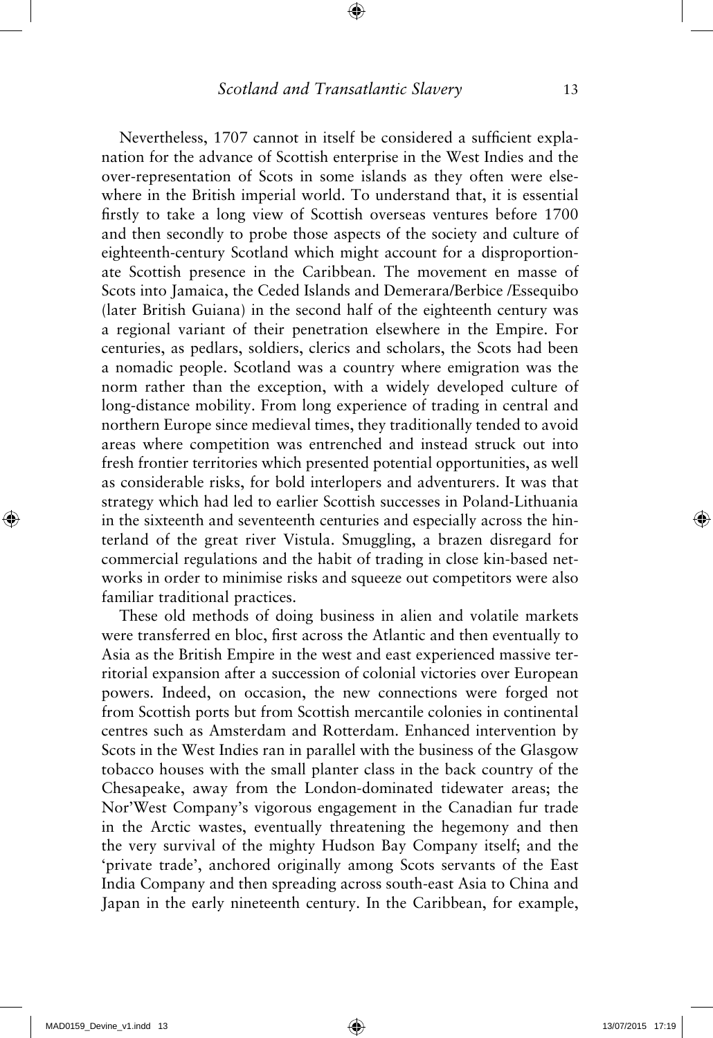Nevertheless, 1707 cannot in itself be considered a sufficient explanation for the advance of Scottish enterprise in the West Indies and the over-representation of Scots in some islands as they often were elsewhere in the British imperial world. To understand that, it is essential firstly to take a long view of Scottish overseas ventures before 1700 and then secondly to probe those aspects of the society and culture of eighteenth-century Scotland which might account for a disproportionate Scottish presence in the Caribbean. The movement en masse of Scots into Jamaica, the Ceded Islands and Demerara/Berbice /Essequibo (later British Guiana) in the second half of the eighteenth century was a regional variant of their penetration elsewhere in the Empire. For centuries, as pedlars, soldiers, clerics and scholars, the Scots had been a nomadic people. Scotland was a country where emigration was the norm rather than the exception, with a widely developed culture of long-distance mobility. From long experience of trading in central and northern Europe since medieval times, they traditionally tended to avoid areas where competition was entrenched and instead struck out into fresh frontier territories which presented potential opportunities, as well as considerable risks, for bold interlopers and adventurers. It was that strategy which had led to earlier Scottish successes in Poland-Lithuania in the sixteenth and seventeenth centuries and especially across the hinterland of the great river Vistula. Smuggling, a brazen disregard for commercial regulations and the habit of trading in close kin-based networks in order to minimise risks and squeeze out competitors were also familiar traditional practices.

These old methods of doing business in alien and volatile markets were transferred en bloc, first across the Atlantic and then eventually to Asia as the British Empire in the west and east experienced massive territorial expansion after a succession of colonial victories over European powers. Indeed, on occasion, the new connections were forged not from Scottish ports but from Scottish mercantile colonies in continental centres such as Amsterdam and Rotterdam. Enhanced intervention by Scots in the West Indies ran in parallel with the business of the Glasgow tobacco houses with the small planter class in the back country of the Chesapeake, away from the London-dominated tidewater areas; the Nor'West Company's vigorous engagement in the Canadian fur trade in the Arctic wastes, eventually threatening the hegemony and then the very survival of the mighty Hudson Bay Company itself; and the 'private trade', anchored originally among Scots servants of the East India Company and then spreading across south-east Asia to China and Japan in the early nineteenth century. In the Caribbean, for example,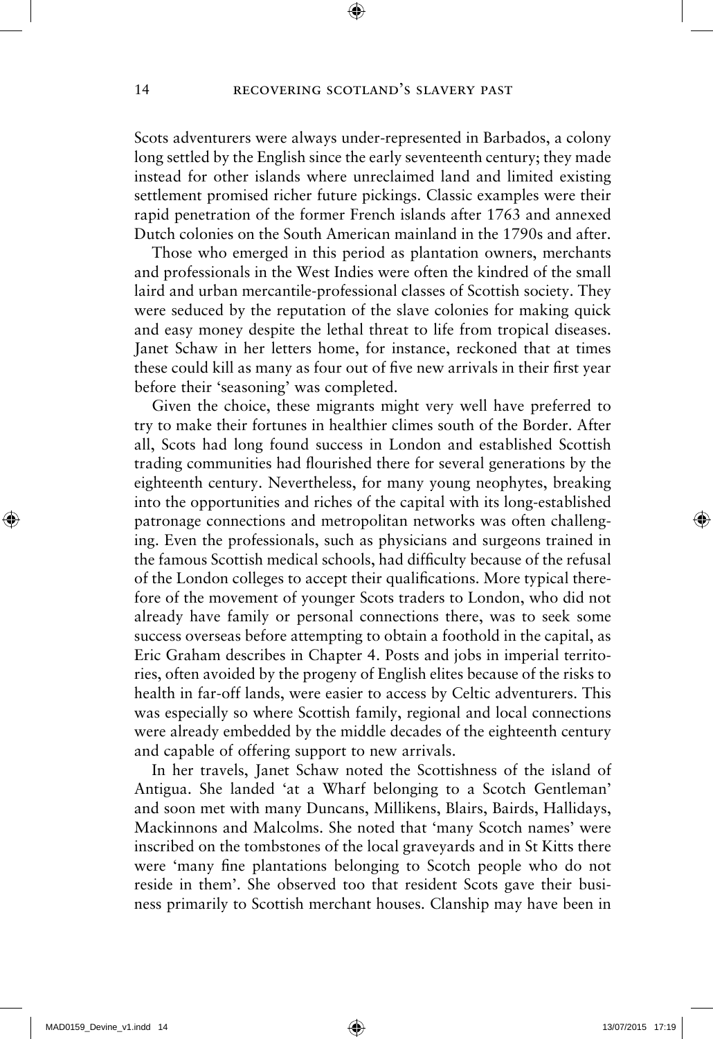Scots adventurers were always under-represented in Barbados, a colony long settled by the English since the early seventeenth century; they made instead for other islands where unreclaimed land and limited existing settlement promised richer future pickings. Classic examples were their rapid penetration of the former French islands after 1763 and annexed Dutch colonies on the South American mainland in the 1790s and after.

Those who emerged in this period as plantation owners, merchants and professionals in the West Indies were often the kindred of the small laird and urban mercantile-professional classes of Scottish society. They were seduced by the reputation of the slave colonies for making quick and easy money despite the lethal threat to life from tropical diseases. Janet Schaw in her letters home, for instance, reckoned that at times these could kill as many as four out of five new arrivals in their first year before their 'seasoning' was completed.

Given the choice, these migrants might very well have preferred to try to make their fortunes in healthier climes south of the Border. After all, Scots had long found success in London and established Scottish trading communities had flourished there for several generations by the eighteenth century. Nevertheless, for many young neophytes, breaking into the opportunities and riches of the capital with its long-established patronage connections and metropolitan networks was often challenging. Even the professionals, such as physicians and surgeons trained in the famous Scottish medical schools, had difficulty because of the refusal of the London colleges to accept their qualifications. More typical therefore of the movement of younger Scots traders to London, who did not already have family or personal connections there, was to seek some success overseas before attempting to obtain a foothold in the capital, as Eric Graham describes in Chapter 4. Posts and jobs in imperial territories, often avoided by the progeny of English elites because of the risks to health in far-off lands, were easier to access by Celtic adventurers. This was especially so where Scottish family, regional and local connections were already embedded by the middle decades of the eighteenth century and capable of offering support to new arrivals.

In her travels, Janet Schaw noted the Scottishness of the island of Antigua. She landed 'at a Wharf belonging to a Scotch Gentleman' and soon met with many Duncans, Millikens, Blairs, Bairds, Hallidays, Mackinnons and Malcolms. She noted that 'many Scotch names' were inscribed on the tombstones of the local graveyards and in St Kitts there were 'many fine plantations belonging to Scotch people who do not reside in them'. She observed too that resident Scots gave their business primarily to Scottish merchant houses. Clanship may have been in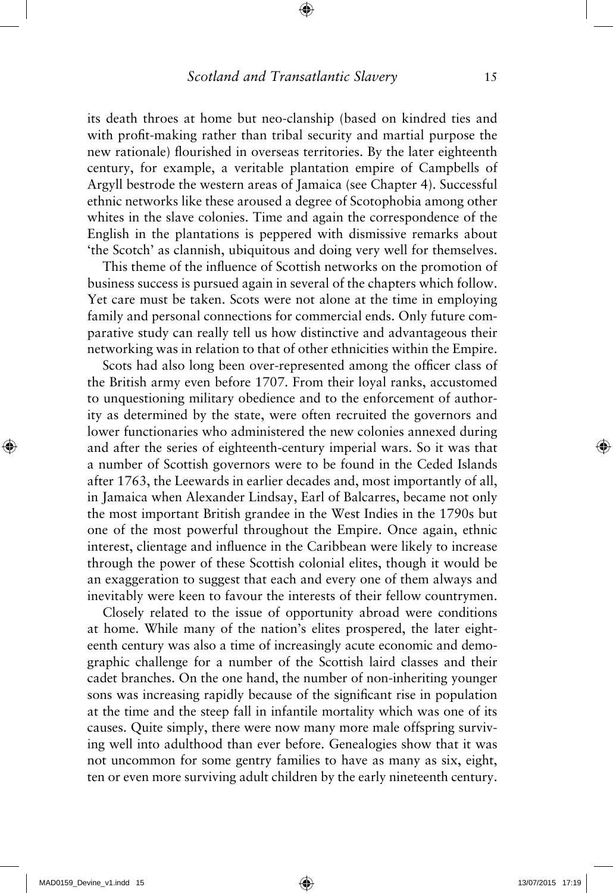its death throes at home but neo-clanship (based on kindred ties and with profit-making rather than tribal security and martial purpose the new rationale) flourished in overseas territories. By the later eighteenth century, for example, a veritable plantation empire of Campbells of Argyll bestrode the western areas of Jamaica (see Chapter 4). Successful ethnic networks like these aroused a degree of Scotophobia among other whites in the slave colonies. Time and again the correspondence of the English in the plantations is peppered with dismissive remarks about 'the Scotch' as clannish, ubiquitous and doing very well for themselves.

This theme of the influence of Scottish networks on the promotion of business success is pursued again in several of the chapters which follow. Yet care must be taken. Scots were not alone at the time in employing family and personal connections for commercial ends. Only future comparative study can really tell us how distinctive and advantageous their networking was in relation to that of other ethnicities within the Empire.

Scots had also long been over-represented among the officer class of the British army even before 1707. From their loyal ranks, accustomed to unquestioning military obedience and to the enforcement of authority as determined by the state, were often recruited the governors and lower functionaries who administered the new colonies annexed during and after the series of eighteenth-century imperial wars. So it was that a number of Scottish governors were to be found in the Ceded Islands after 1763, the Leewards in earlier decades and, most importantly of all, in Jamaica when Alexander Lindsay, Earl of Balcarres, became not only the most important British grandee in the West Indies in the 1790s but one of the most powerful throughout the Empire. Once again, ethnic interest, clientage and influence in the Caribbean were likely to increase through the power of these Scottish colonial elites, though it would be an exaggeration to suggest that each and every one of them always and inevitably were keen to favour the interests of their fellow countrymen.

Closely related to the issue of opportunity abroad were conditions at home. While many of the nation's elites prospered, the later eighteenth century was also a time of increasingly acute economic and demographic challenge for a number of the Scottish laird classes and their cadet branches. On the one hand, the number of non-inheriting younger sons was increasing rapidly because of the significant rise in population at the time and the steep fall in infantile mortality which was one of its causes. Quite simply, there were now many more male offspring surviving well into adulthood than ever before. Genealogies show that it was not uncommon for some gentry families to have as many as six, eight, ten or even more surviving adult children by the early nineteenth century.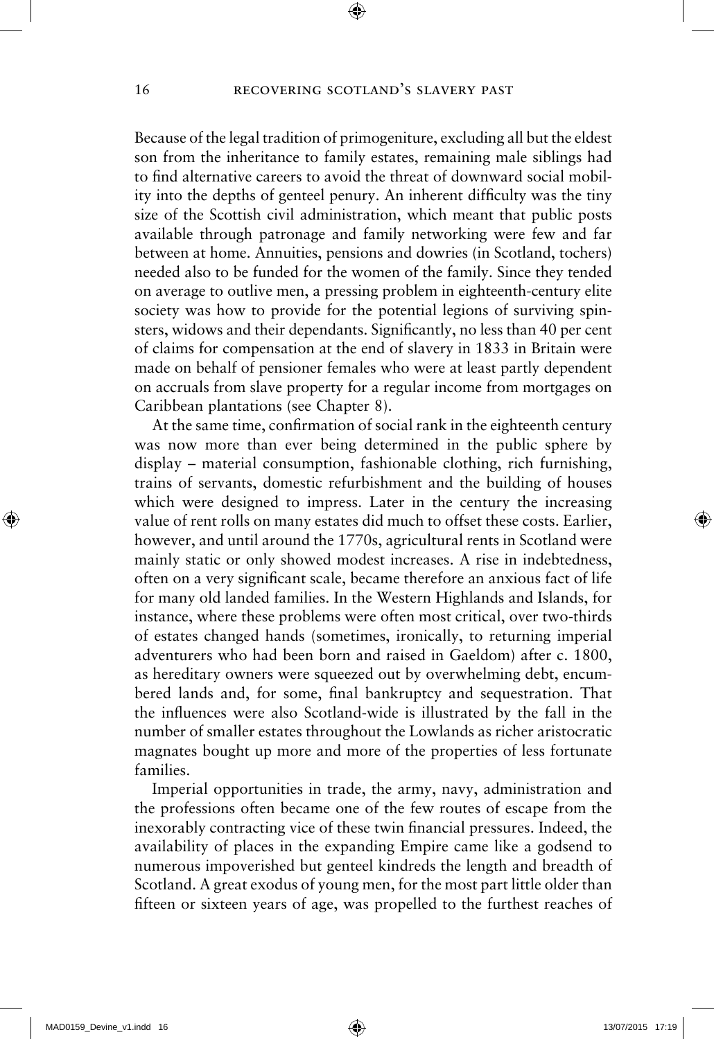Because of the legal tradition of primogeniture, excluding all but the eldest son from the inheritance to family estates, remaining male siblings had to find alternative careers to avoid the threat of downward social mobility into the depths of genteel penury. An inherent difficulty was the tiny size of the Scottish civil administration, which meant that public posts available through patronage and family networking were few and far between at home. Annuities, pensions and dowries (in Scotland, tochers) needed also to be funded for the women of the family. Since they tended on average to outlive men, a pressing problem in eighteenth-century elite society was how to provide for the potential legions of surviving spinsters, widows and their dependants. Significantly, no less than 40 per cent of claims for compensation at the end of slavery in 1833 in Britain were made on behalf of pensioner females who were at least partly dependent on accruals from slave property for a regular income from mortgages on Caribbean plantations (see Chapter 8).

At the same time, confirmation of social rank in the eighteenth century was now more than ever being determined in the public sphere by display – material consumption, fashionable clothing, rich furnishing, trains of servants, domestic refurbishment and the building of houses which were designed to impress. Later in the century the increasing value of rent rolls on many estates did much to offset these costs. Earlier, however, and until around the 1770s, agricultural rents in Scotland were mainly static or only showed modest increases. A rise in indebtedness, often on a very significant scale, became therefore an anxious fact of life for many old landed families. In the Western Highlands and Islands, for instance, where these problems were often most critical, over two-thirds of estates changed hands (sometimes, ironically, to returning imperial adventurers who had been born and raised in Gaeldom) after c. 1800, as hereditary owners were squeezed out by overwhelming debt, encumbered lands and, for some, final bankruptcy and sequestration. That the influences were also Scotland-wide is illustrated by the fall in the number of smaller estates throughout the Lowlands as richer aristocratic magnates bought up more and more of the properties of less fortunate families.

Imperial opportunities in trade, the army, navy, administration and the professions often became one of the few routes of escape from the inexorably contracting vice of these twin financial pressures. Indeed, the availability of places in the expanding Empire came like a godsend to numerous impoverished but genteel kindreds the length and breadth of Scotland. A great exodus of young men, for the most part little older than fifteen or sixteen years of age, was propelled to the furthest reaches of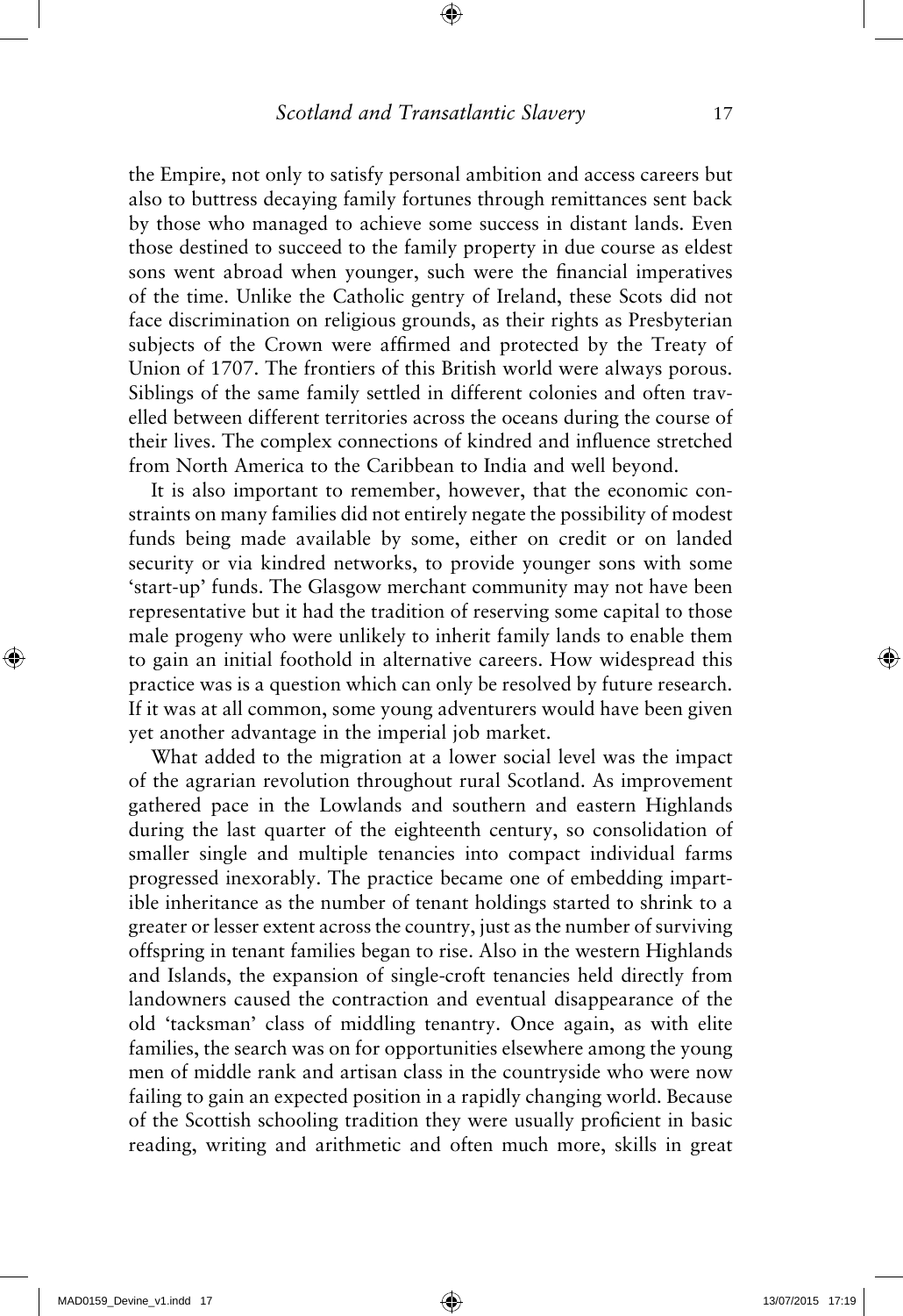the Empire, not only to satisfy personal ambition and access careers but also to buttress decaying family fortunes through remittances sent back by those who managed to achieve some success in distant lands. Even those destined to succeed to the family property in due course as eldest sons went abroad when younger, such were the financial imperatives of the time. Unlike the Catholic gentry of Ireland, these Scots did not face discrimination on religious grounds, as their rights as Presbyterian subjects of the Crown were affirmed and protected by the Treaty of Union of 1707. The frontiers of this British world were always porous. Siblings of the same family settled in different colonies and often travelled between different territories across the oceans during the course of their lives. The complex connections of kindred and influence stretched from North America to the Caribbean to India and well beyond.

It is also important to remember, however, that the economic constraints on many families did not entirely negate the possibility of modest funds being made available by some, either on credit or on landed security or via kindred networks, to provide younger sons with some 'start-up' funds. The Glasgow merchant community may not have been representative but it had the tradition of reserving some capital to those male progeny who were unlikely to inherit family lands to enable them to gain an initial foothold in alternative careers. How widespread this practice was is a question which can only be resolved by future research. If it was at all common, some young adventurers would have been given yet another advantage in the imperial job market.

What added to the migration at a lower social level was the impact of the agrarian revolution throughout rural Scotland. As improvement gathered pace in the Lowlands and southern and eastern Highlands during the last quarter of the eighteenth century, so consolidation of smaller single and multiple tenancies into compact individual farms progressed inexorably. The practice became one of embedding impartible inheritance as the number of tenant holdings started to shrink to a greater or lesser extent across the country, just as the number of surviving offspring in tenant families began to rise. Also in the western Highlands and Islands, the expansion of single-croft tenancies held directly from landowners caused the contraction and eventual disappearance of the old 'tacksman' class of middling tenantry. Once again, as with elite families, the search was on for opportunities elsewhere among the young men of middle rank and artisan class in the countryside who were now failing to gain an expected position in a rapidly changing world. Because of the Scottish schooling tradition they were usually proficient in basic reading, writing and arithmetic and often much more, skills in great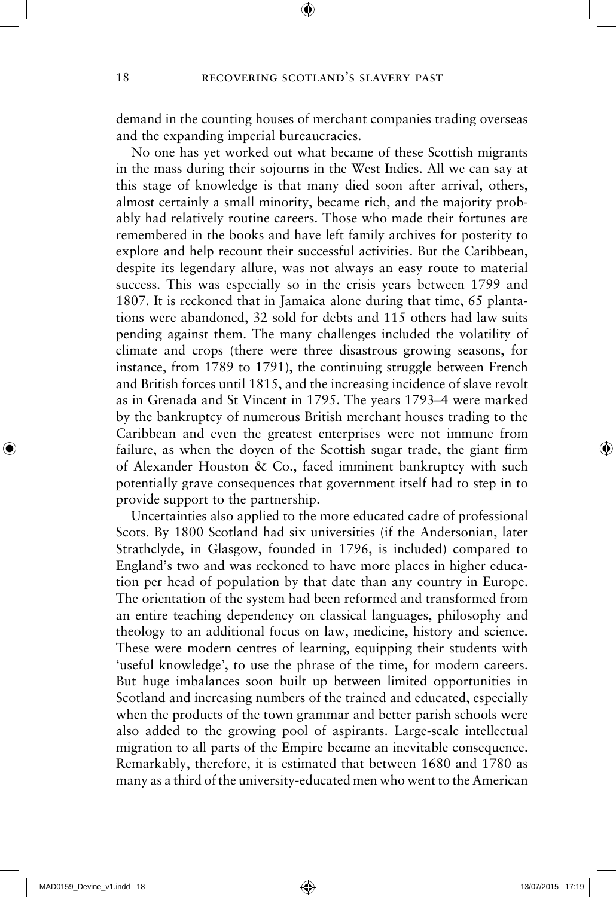demand in the counting houses of merchant companies trading overseas and the expanding imperial bureaucracies.

No one has yet worked out what became of these Scottish migrants in the mass during their sojourns in the West Indies. All we can say at this stage of knowledge is that many died soon after arrival, others, almost certainly a small minority, became rich, and the majority probably had relatively routine careers. Those who made their fortunes are remembered in the books and have left family archives for posterity to explore and help recount their successful activities. But the Caribbean, despite its legendary allure, was not always an easy route to material success. This was especially so in the crisis years between 1799 and 1807. It is reckoned that in Jamaica alone during that time, 65 plantations were abandoned, 32 sold for debts and 115 others had law suits pending against them. The many challenges included the volatility of climate and crops (there were three disastrous growing seasons, for instance, from 1789 to 1791), the continuing struggle between French and British forces until 1815, and the increasing incidence of slave revolt as in Grenada and St Vincent in 1795. The years 1793–4 were marked by the bankruptcy of numerous British merchant houses trading to the Caribbean and even the greatest enterprises were not immune from failure, as when the doyen of the Scottish sugar trade, the giant firm of Alexander Houston & Co., faced imminent bankruptcy with such potentially grave consequences that government itself had to step in to provide support to the partnership.

Uncertainties also applied to the more educated cadre of professional Scots. By 1800 Scotland had six universities (if the Andersonian, later Strathclyde, in Glasgow, founded in 1796, is included) compared to England's two and was reckoned to have more places in higher education per head of population by that date than any country in Europe. The orientation of the system had been reformed and transformed from an entire teaching dependency on classical languages, philosophy and theology to an additional focus on law, medicine, history and science. These were modern centres of learning, equipping their students with 'useful knowledge', to use the phrase of the time, for modern careers. But huge imbalances soon built up between limited opportunities in Scotland and increasing numbers of the trained and educated, especially when the products of the town grammar and better parish schools were also added to the growing pool of aspirants. Large-scale intellectual migration to all parts of the Empire became an inevitable consequence. Remarkably, therefore, it is estimated that between 1680 and 1780 as many as a third of the university-educated men who went to the American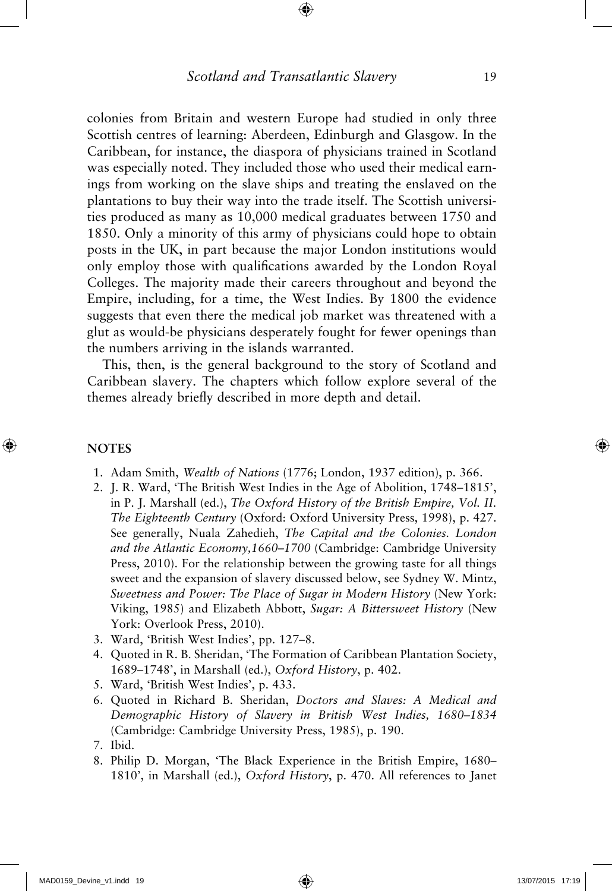colonies from Britain and western Europe had studied in only three Scottish centres of learning: Aberdeen, Edinburgh and Glasgow. In the Caribbean, for instance, the diaspora of physicians trained in Scotland was especially noted. They included those who used their medical earnings from working on the slave ships and treating the enslaved on the plantations to buy their way into the trade itself. The Scottish universities produced as many as 10,000 medical graduates between 1750 and 1850. Only a minority of this army of physicians could hope to obtain posts in the UK, in part because the major London institutions would only employ those with qualifications awarded by the London Royal Colleges. The majority made their careers throughout and beyond the Empire, including, for a time, the West Indies. By 1800 the evidence suggests that even there the medical job market was threatened with a glut as would-be physicians desperately fought for fewer openings than the numbers arriving in the islands warranted.

This, then, is the general background to the story of Scotland and Caribbean slavery. The chapters which follow explore several of the themes already briefly described in more depth and detail.

## NOTES

1. Adam Smith, *Wealth of Nations* (1776; London, 1937 edition), p. 366.
2. J. R. Ward, 'The British West Indies in the Age of Abolition, 1748–1815', in P. J. Marshall (ed.), *The Oxford History of the British Empire, Vol. II. The Eighteenth Century* (Oxford: Oxford University Press, 1998), p. 427. See generally, Nuala Zahedieh, *The Capital and the Colonies. London and the Atlantic Economy,1660–1700* (Cambridge: Cambridge University Press, 2010). For the relationship between the growing taste for all things sweet and the expansion of slavery discussed below, see Sydney W. Mintz, *Sweetness and Power: The Place of Sugar in Modern History* (New York: Viking, 1985) and Elizabeth Abbott, *Sugar: A Bittersweet History* (New York: Overlook Press, 2010).
3. Ward, 'British West Indies', pp. 127–8.
4. Quoted in R. B. Sheridan, 'The Formation of Caribbean Plantation Society, 1689–1748', in Marshall (ed.), *Oxford History*, p. 402.
5. Ward, 'British West Indies', p. 433.
6. Quoted in Richard B. Sheridan, *Doctors and Slaves: A Medical and Demographic History of Slavery in British West Indies, 1680–1834* (Cambridge: Cambridge University Press, 1985), p. 190.
7. Ibid.
8. Philip D. Morgan, 'The Black Experience in the British Empire, 1680–1810', in Marshall (ed.), *Oxford History*, p. 470. All references to Janet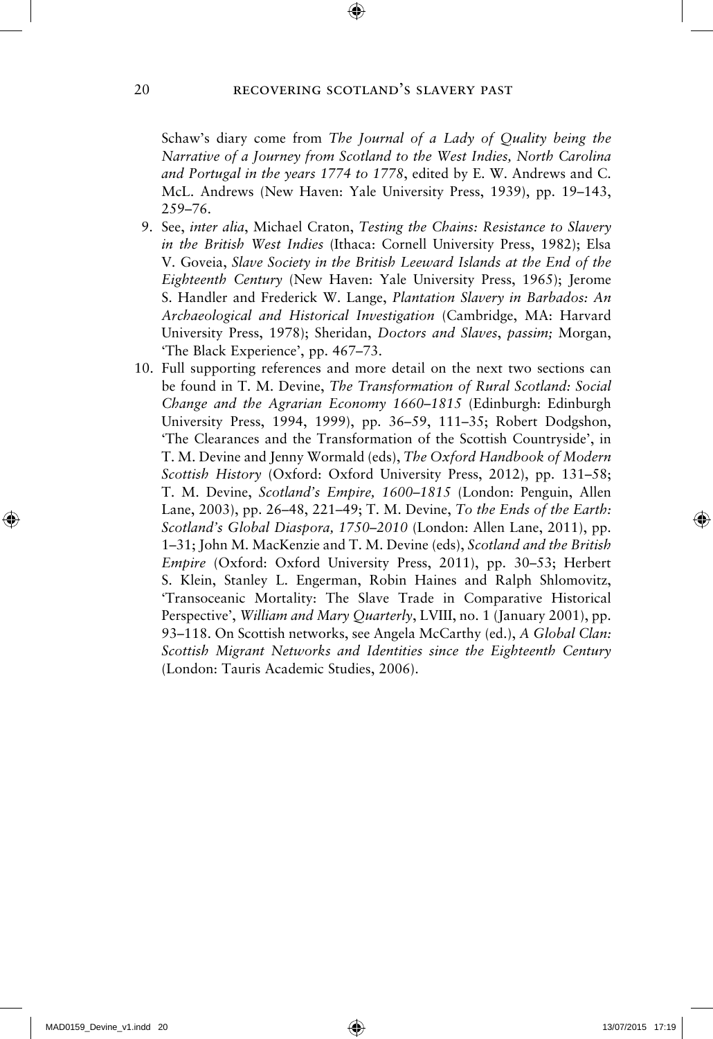Schaw's diary come from *The Journal of a Lady of Quality being the Narrative of a Journey from Scotland to the West Indies, North Carolina and Portugal in the years 1774 to 1778*, edited by E. W. Andrews and C. McL. Andrews (New Haven: Yale University Press, 1939), pp. 19–143, 259–76.

9. See, *inter alia*, Michael Craton, *Testing the Chains: Resistance to Slavery in the British West Indies* (Ithaca: Cornell University Press, 1982); Elsa V. Goveia, *Slave Society in the British Leeward Islands at the End of the Eighteenth Century* (New Haven: Yale University Press, 1965); Jerome S. Handler and Frederick W. Lange, *Plantation Slavery in Barbados: An Archaeological and Historical Investigation* (Cambridge, MA: Harvard University Press, 1978); Sheridan, *Doctors and Slaves*, *passim;* Morgan, 'The Black Experience', pp. 467–73.
10. Full supporting references and more detail on the next two sections can be found in T. M. Devine, *The Transformation of Rural Scotland: Social Change and the Agrarian Economy 1660–1815* (Edinburgh: Edinburgh University Press, 1994, 1999), pp. 36–59, 111–35; Robert Dodgshon, 'The Clearances and the Transformation of the Scottish Countryside', in T. M. Devine and Jenny Wormald (eds), *The Oxford Handbook of Modern Scottish History* (Oxford: Oxford University Press, 2012), pp. 131–58; T. M. Devine, *Scotland's Empire, 1600–1815* (London: Penguin, Allen Lane, 2003), pp. 26–48, 221–49; T. M. Devine, *To the Ends of the Earth: Scotland's Global Diaspora, 1750–2010* (London: Allen Lane, 2011), pp. 1–31; John M. MacKenzie and T. M. Devine (eds), *Scotland and the British Empire* (Oxford: Oxford University Press, 2011), pp. 30–53; Herbert S. Klein, Stanley L. Engerman, Robin Haines and Ralph Shlomovitz, 'Transoceanic Mortality: The Slave Trade in Comparative Historical Perspective', *William and Mary Quarterly*, LVIII, no. 1 (January 2001), pp. 93–118. On Scottish networks, see Angela McCarthy (ed.), *A Global Clan: Scottish Migrant Networks and Identities since the Eighteenth Century* (London: Tauris Academic Studies, 2006).